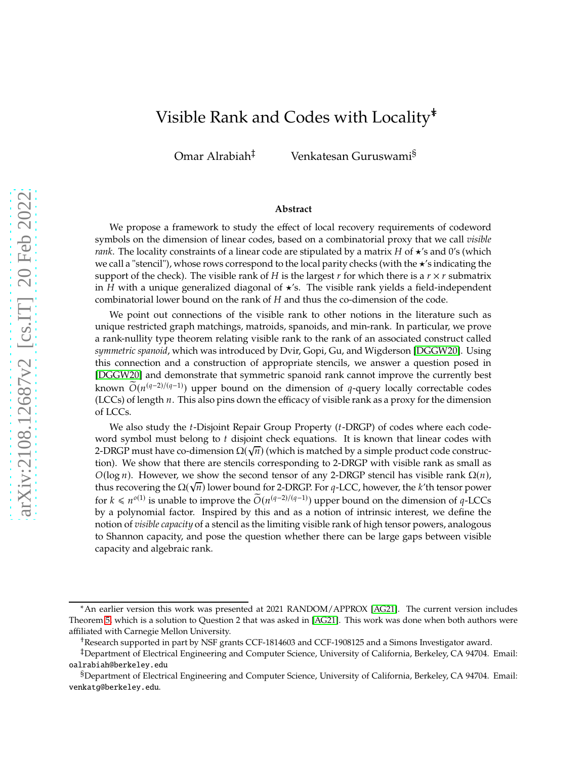# Visible Rank and Codes with Locality[*]

Omar Alrabiah[‡] Venkatesan Guruswami[§]

### Abstract

We propose a framework to study the effect of local recovery requirements of codeword symbols on the dimension of linear codes, based on a combinatorial proxy that we call *visible rank*. The locality constraints of a linear code are stipulated by a matrix $H$ of $\star$'s and 0's (which we call a "stencil"), whose rows correspond to the local parity checks (with the $\star$'s indicating the support of the check). The visible rank of $H$ is the largest $r$ for which there is a $r \times r$ submatrix in $H$ with a unique generalized diagonal of $\star$'s. The visible rank yields a field-independent combinatorial lower bound on the rank of $H$ and thus the co-dimension of the code.

We point out connections of the visible rank to other notions in the literature such as unique restricted graph matchings, matroids, spanoids, and min-rank. In particular, we prove a rank-nullity type theorem relating visible rank to the rank of an associated construct called *symmetric spanoid*, which was introduced by Dvir, Gopi, Gu, and Wigderson [DGGW20]. Using this connection and a construction of appropriate stencils, we answer a question posed in [DGGW20] and demonstrate that symmetric spanoid rank cannot improve the currently best known $\widetilde{O}(n^{(q-2)/(q-1)})$ upper bound on the dimension of $q$-query locally correctable codes (LCCs) of length $n$. This also pins down the efficacy of visible rank as a proxy for the dimension of LCCs.

We also study the $t$-Disjoint Repair Group Property ($t$-DRGP) of codes where each codeword symbol must belong to $t$ disjoint check equations. It is known that linear codes with 2-DRGP must have co-dimension $\Omega(\sqrt{n})$ (which is matched by a simple product code construction). We show that there are stencils corresponding to 2-DRGP with visible rank as small as $O(\log n)$. However, we show the second tensor of any 2-DRGP stencil has visible rank $\Omega(n)$, thus recovering the $\Omega(\sqrt{n})$ lower bound for 2-DRGP. For $q$-LCC, however, the $k$'th tensor power for $k \leqslant n^{o(1)}$ is unable to improve the $\widetilde{O}(n^{(q-2)/(q-1)})$ upper bound on the dimension of $q$-LCCs by a polynomial factor. Inspired by this and as a notion of intrinsic interest, we define the notion of *visible capacity* of a stencil as the limiting visible rank of high tensor powers, analogous to Shannon capacity, and pose the question whether there can be large gaps between visible capacity and algebraic rank.

---

[*] An earlier version this work was presented at 2021 RANDOM/APPROX [AG21]. The current version includes Theorem 5, which is a solution to Question 2 that was asked in [AG21]. This work was done when both authors were affiliated with Carnegie Mellon University.

[†] Research supported in part by NSF grants CCF-1814603 and CCF-1908125 and a Simons Investigator award.

[‡] Department of Electrical Engineering and Computer Science, University of California, Berkeley, CA 94704. Email: oalrabiah@berkeley.edu

[§] Department of Electrical Engineering and Computer Science, University of California, Berkeley, CA 94704. Email: venkatg@berkeley.edu.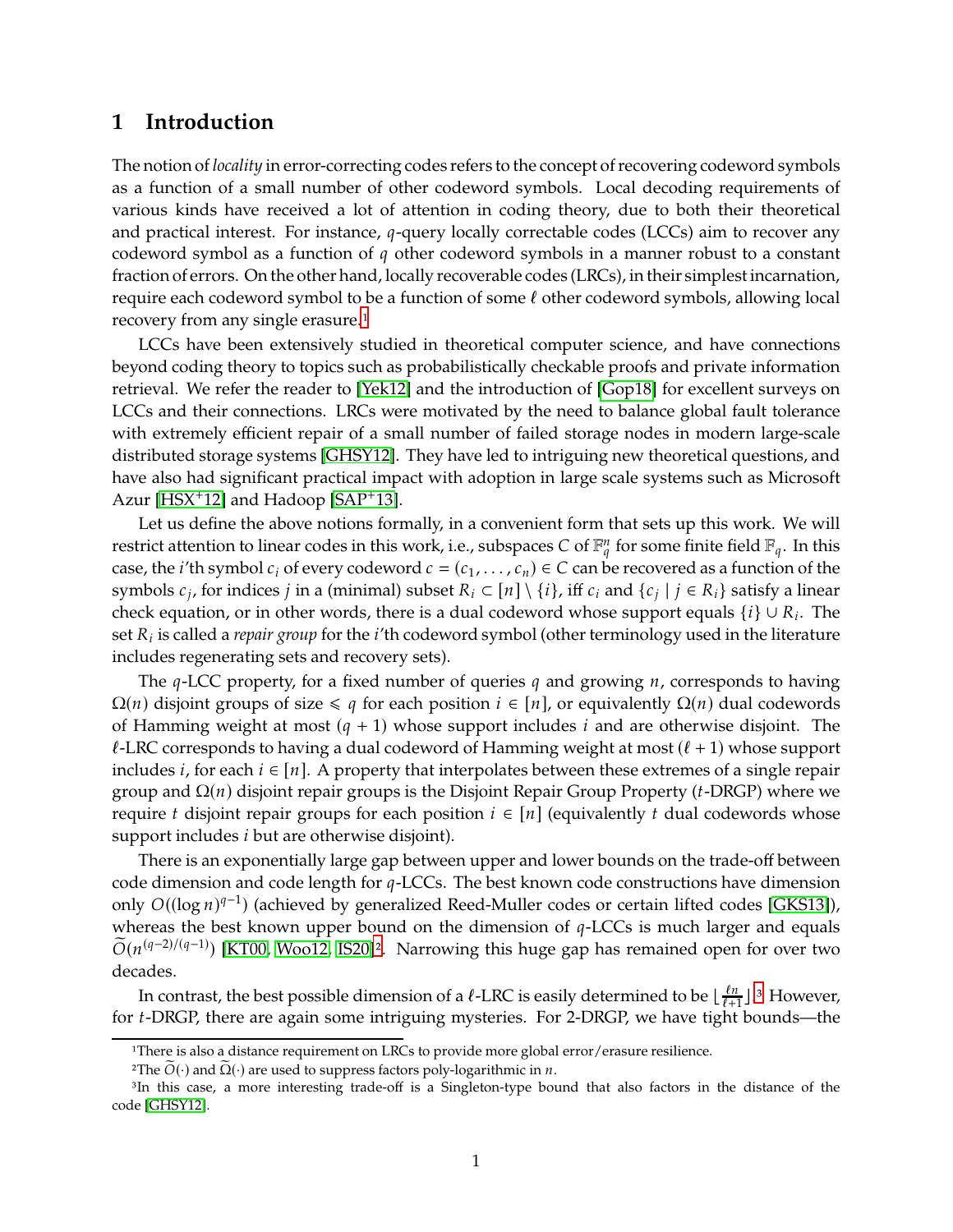# 1 Introduction

The notion of *locality* in error-correcting codes refers to the concept of recovering codeword symbols as a function of a small number of other codeword symbols. Local decoding requirements of various kinds have received a lot of attention in coding theory, due to both their theoretical and practical interest. For instance, $q$-query locally correctable codes (LCCs) aim to recover any codeword symbol as a function of $q$ other codeword symbols in a manner robust to a constant fraction of errors. On the other hand, locally recoverable codes (LRCs), in their simplest incarnation, require each codeword symbol to be a function of some $\ell$ other codeword symbols, allowing local recovery from any single erasure.[1]

LCCs have been extensively studied in theoretical computer science, and have connections beyond coding theory to topics such as probabilistically checkable proofs and private information retrieval. We refer the reader to [Yek12] and the introduction of [Gop18] for excellent surveys on LCCs and their connections. LRCs were motivated by the need to balance global fault tolerance with extremely efficient repair of a small number of failed storage nodes in modern large-scale distributed storage systems [GHSY12]. They have led to intriguing new theoretical questions, and have also had significant practical impact with adoption in large scale systems such as Microsoft Azur [HSX+12] and Hadoop [SAP+13].

Let us define the above notions formally, in a convenient form that sets up this work. We will restrict attention to linear codes in this work, i.e., subspaces $C$ of $\mathbb{F}_q^n$ for some finite field $\mathbb{F}_q$. In this case, the $i$'th symbol $c_i$ of every codeword $c = (c_1, \ldots, c_n) \in C$ can be recovered as a function of the symbols $c_j$, for indices $j$ in a (minimal) subset $R_i \subset [n] \setminus \{i\}$, iff $c_i$ and $\{c_j \mid j \in R_i\}$ satisfy a linear check equation, or in other words, there is a dual codeword whose support equals $\{i\} \cup R_i$. The set $R_i$ is called a *repair group* for the $i$'th codeword symbol (other terminology used in the literature includes regenerating sets and recovery sets).

The $q$-LCC property, for a fixed number of queries $q$ and growing $n$, corresponds to having $\Omega(n)$ disjoint groups of size $\leqslant q$ for each position $i \in [n]$, or equivalently $\Omega(n)$ dual codewords of Hamming weight at most $(q+1)$ whose support includes $i$ and are otherwise disjoint. The $\ell$-LRC corresponds to having a dual codeword of Hamming weight at most $(\ell+1)$ whose support includes $i$, for each $i \in [n]$. A property that interpolates between these extremes of a single repair group and $\Omega(n)$ disjoint repair groups is the Disjoint Repair Group Property ($t$-DRGP) where we require $t$ disjoint repair groups for each position $i \in [n]$ (equivalently $t$ dual codewords whose support includes $i$ but are otherwise disjoint).

There is an exponentially large gap between upper and lower bounds on the trade-off between code dimension and code length for $q$-LCCs. The best known code constructions have dimension only $O((\log n)^{q-1})$ (achieved by generalized Reed-Muller codes or certain lifted codes [GKS13]), whereas the best known upper bound on the dimension of $q$-LCCs is much larger and equals $\widetilde{O}(n^{(q-2)/(q-1)})$ [KT00, Woo12, IS20][2]. Narrowing this huge gap has remained open for over two decades.

In contrast, the best possible dimension of a $\ell$-LRC is easily determined to be $\lfloor \frac{\ell n}{\ell+1} \rfloor$.[3] However, for $t$-DRGP, there are again some intriguing mysteries. For 2-DRGP, we have tight bounds—the

---

[1] There is also a distance requirement on LRCs to provide more global error/erasure resilience.

[2] The $\widetilde{O}(\cdot)$ and $\widetilde{\Omega}(\cdot)$ are used to suppress factors poly-logarithmic in $n$.

[3] In this case, a more interesting trade-off is a Singleton-type bound that also factors in the distance of the code [GHSY12].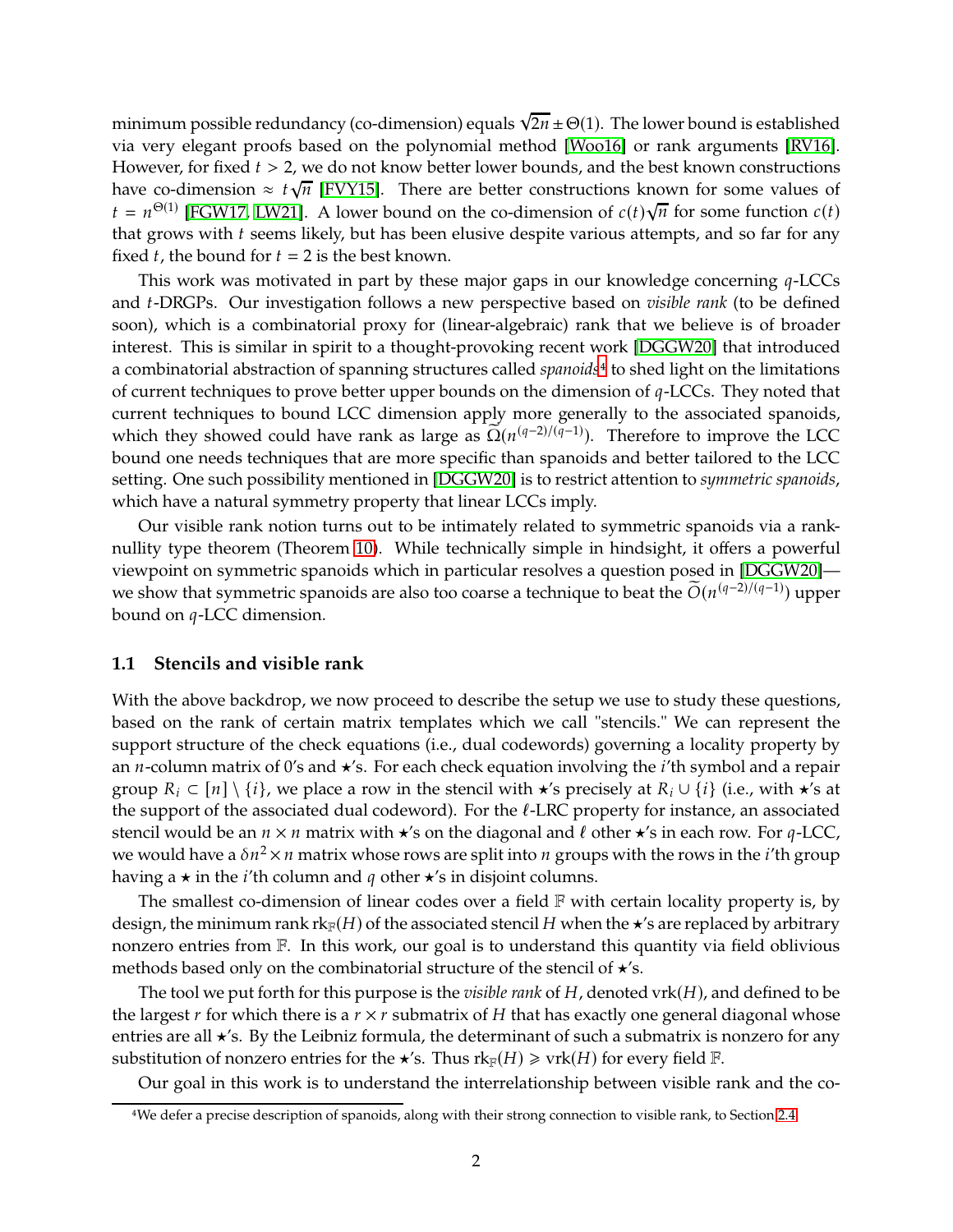minimum possible redundancy (co-dimension) equals $\sqrt{2n} \pm \Theta(1)$. The lower bound is established via very elegant proofs based on the polynomial method [Woo16] or rank arguments [RV16]. However, for fixed $t > 2$, we do not know better lower bounds, and the best known constructions have co-dimension $\approx t\sqrt{n}$ [FVY15]. There are better constructions known for some values of $t = n^{\Theta(1)}$ [FGW17, LW21]. A lower bound on the co-dimension of $c(t)\sqrt{n}$ for some function $c(t)$ that grows with $t$ seems likely, but has been elusive despite various attempts, and so far for any fixed $t$, the bound for $t = 2$ is the best known.

This work was motivated in part by these major gaps in our knowledge concerning $q$-LCCs and $t$-DRGPs. Our investigation follows a new perspective based on *visible rank* (to be defined soon), which is a combinatorial proxy for (linear-algebraic) rank that we believe is of broader interest. This is similar in spirit to a thought-provoking recent work [DGGW20] that introduced a combinatorial abstraction of spanning structures called *spanoids*[4] to shed light on the limitations of current techniques to prove better upper bounds on the dimension of $q$-LCCs. They noted that current techniques to bound LCC dimension apply more generally to the associated spanoids, which they showed could have rank as large as $\widetilde{\Omega}(n^{(q-2)/(q-1)})$. Therefore to improve the LCC bound one needs techniques that are more specific than spanoids and better tailored to the LCC setting. One such possibility mentioned in [DGGW20] is to restrict attention to *symmetric spanoids*, which have a natural symmetry property that linear LCCs imply.

Our visible rank notion turns out to be intimately related to symmetric spanoids via a rank-nullity type theorem (Theorem 10). While technically simple in hindsight, it offers a powerful viewpoint on symmetric spanoids which in particular resolves a question posed in [DGGW20]—we show that symmetric spanoids are also too coarse a technique to beat the $\widetilde{O}(n^{(q-2)/(q-1)})$ upper bound on $q$-LCC dimension.

### 1.1 Stencils and visible rank

With the above backdrop, we now proceed to describe the setup we use to study these questions, based on the rank of certain matrix templates which we call "stencils." We can represent the support structure of the check equations (i.e., dual codewords) governing a locality property by an $n$-column matrix of 0's and $\star$'s. For each check equation involving the $i$'th symbol and a repair group $R_i \subset [n] \setminus \{i\}$, we place a row in the stencil with $\star$'s precisely at $R_i \cup \{i\}$ (i.e., with $\star$'s at the support of the associated dual codeword). For the $\ell$-LRC property for instance, an associated stencil would be an $n \times n$ matrix with $\star$'s on the diagonal and $\ell$ other $\star$'s in each row. For $q$-LCC, we would have a $\delta n^2 \times n$ matrix whose rows are split into $n$ groups with the rows in the $i$'th group having a $\star$ in the $i$'th column and $q$ other $\star$'s in disjoint columns.

The smallest co-dimension of linear codes over a field $\mathbb{F}$ with certain locality property is, by design, the minimum rank $\mathrm{rk}_{\mathbb{F}}(H)$ of the associated stencil $H$ when the $\star$'s are replaced by arbitrary nonzero entries from $\mathbb{F}$. In this work, our goal is to understand this quantity via field oblivious methods based only on the combinatorial structure of the stencil of $\star$'s.

The tool we put forth for this purpose is the *visible rank* of $H$, denoted $\mathrm{vrk}(H)$, and defined to be the largest $r$ for which there is a $r \times r$ submatrix of $H$ that has exactly one general diagonal whose entries are all $\star$'s. By the Leibniz formula, the determinant of such a submatrix is nonzero for any substitution of nonzero entries for the $\star$'s. Thus $\mathrm{rk}_{\mathbb{F}}(H) \geqslant \mathrm{vrk}(H)$ for every field $\mathbb{F}$.

Our goal in this work is to understand the interrelationship between visible rank and the co-

[4] We defer a precise description of spanoids, along with their strong connection to visible rank, to Section 2.4.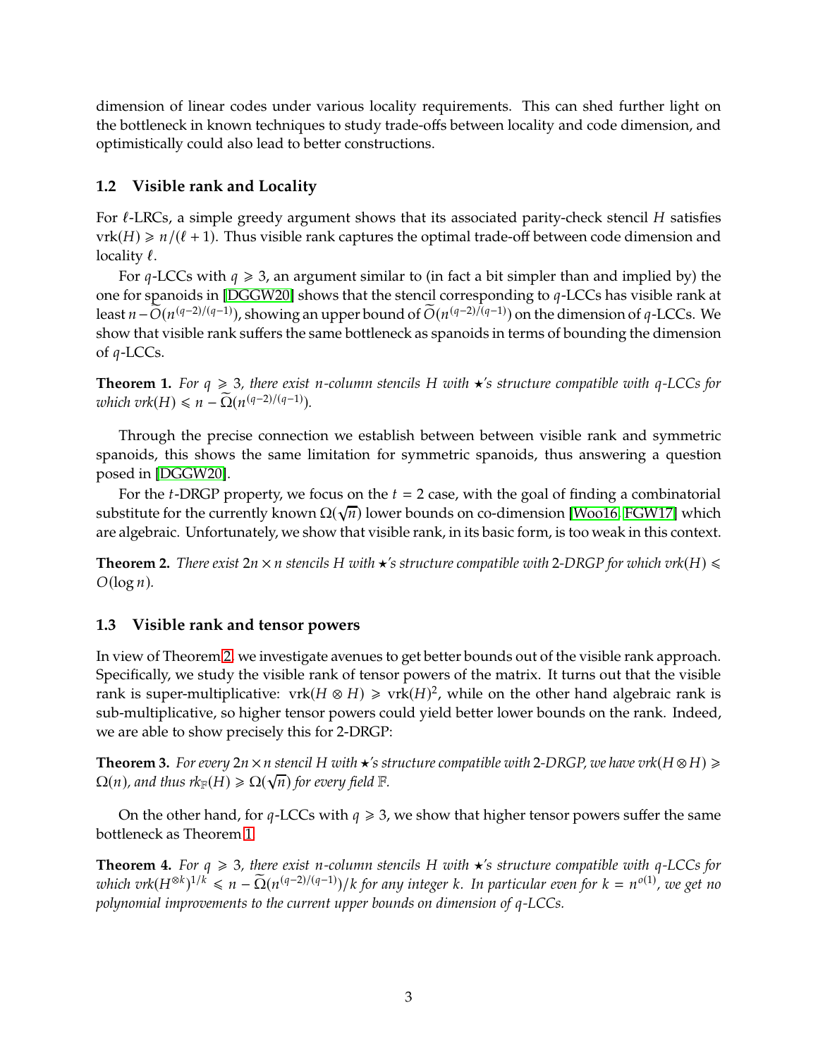dimension of linear codes under various locality requirements. This can shed further light on the bottleneck in known techniques to study trade-offs between locality and code dimension, and optimistically could also lead to better constructions.

### 1.2 Visible rank and Locality

For $\ell$-LRCs, a simple greedy argument shows that its associated parity-check stencil $H$ satisfies $\mathrm{vrk}(H) \geqslant n/(\ell+1)$. Thus visible rank captures the optimal trade-off between code dimension and locality $\ell$.

For $q$-LCCs with $q \geqslant 3$, an argument similar to (in fact a bit simpler than and implied by) the one for spanoids in [DGGW20] shows that the stencil corresponding to $q$-LCCs has visible rank at least $n - \widetilde{O}(n^{(q-2)/(q-1)})$, showing an upper bound of $\widetilde{O}(n^{(q-2)/(q-1)})$ on the dimension of $q$-LCCs. We show that visible rank suffers the same bottleneck as spanoids in terms of bounding the dimension of $q$-LCCs.

**Theorem 1.** *For $q \geqslant 3$, there exist $n$-column stencils $H$ with $\star$'s structure compatible with $q$-LCCs for which $\mathrm{vrk}(H) \leqslant n - \widetilde{\Omega}(n^{(q-2)/(q-1)})$.*

Through the precise connection we establish between between visible rank and symmetric spanoids, this shows the same limitation for symmetric spanoids, thus answering a question posed in [DGGW20].

For the $t$-DRGP property, we focus on the $t = 2$ case, with the goal of finding a combinatorial substitute for the currently known $\Omega(\sqrt{n})$ lower bounds on co-dimension [Woo16, FGW17] which are algebraic. Unfortunately, we show that visible rank, in its basic form, is too weak in this context.

**Theorem 2.** *There exist $2n \times n$ stencils $H$ with $\star$'s structure compatible with 2-DRGP for which $\mathrm{vrk}(H) \leqslant O(\log n)$.*

### 1.3 Visible rank and tensor powers

In view of Theorem 2, we investigate avenues to get better bounds out of the visible rank approach. Specifically, we study the visible rank of tensor powers of the matrix. It turns out that the visible rank is super-multiplicative: $\mathrm{vrk}(H \otimes H) \geqslant \mathrm{vrk}(H)^2$, while on the other hand algebraic rank is sub-multiplicative, so higher tensor powers could yield better lower bounds on the rank. Indeed, we are able to show precisely this for 2-DRGP:

**Theorem 3.** *For every $2n \times n$ stencil $H$ with $\star$'s structure compatible with 2-DRGP, we have $\mathrm{vrk}(H \otimes H) \geqslant \Omega(n)$, and thus $\mathrm{rk}_{\mathbb{F}}(H) \geqslant \Omega(\sqrt{n})$ for every field $\mathbb{F}$.*

On the other hand, for $q$-LCCs with $q \geqslant 3$, we show that higher tensor powers suffer the same bottleneck as Theorem 1.

**Theorem 4.** *For $q \geqslant 3$, there exist $n$-column stencils $H$ with $\star$'s structure compatible with $q$-LCCs for which $\mathrm{vrk}(H^{\otimes k})^{1/k} \leqslant n - \widetilde{\Omega}(n^{(q-2)/(q-1)})/k$ for any integer $k$. In particular even for $k = n^{o(1)}$, we get no polynomial improvements to the current upper bounds on dimension of $q$-LCCs.*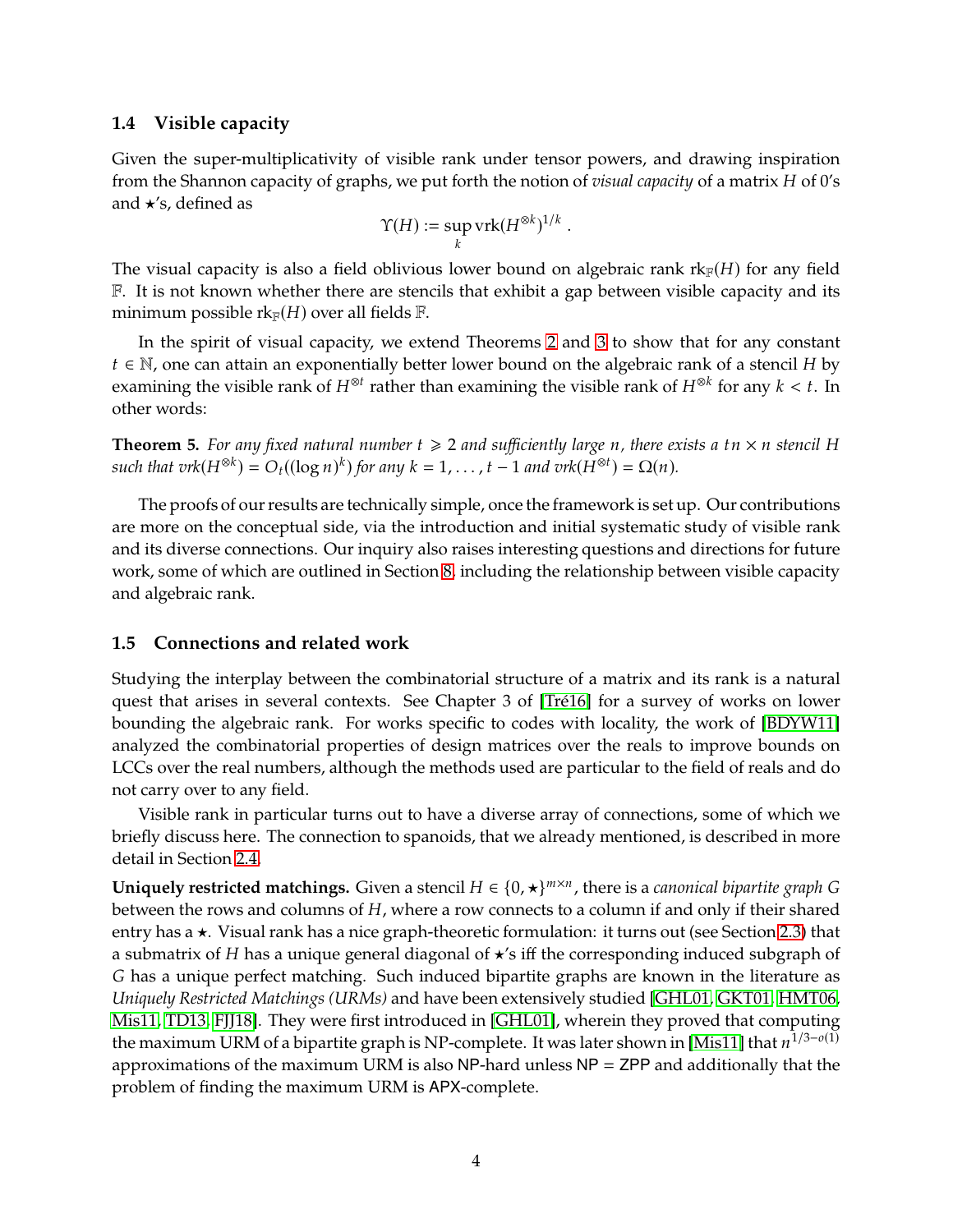### 1.4 Visible capacity

Given the super-multiplicativity of visible rank under tensor powers, and drawing inspiration from the Shannon capacity of graphs, we put forth the notion of *visual capacity* of a matrix $H$ of 0's and $\star$'s, defined as

$$\Upsilon(H) := \sup_k \text{vrk}(H^{\otimes k})^{1/k} .$$

The visual capacity is also a field oblivious lower bound on algebraic rank $\text{rk}_{\mathbb{F}}(H)$ for any field $\mathbb{F}$. It is not known whether there are stencils that exhibit a gap between visible capacity and its minimum possible $\text{rk}_{\mathbb{F}}(H)$ over all fields $\mathbb{F}$.

In the spirit of visual capacity, we extend Theorems 2 and 3 to show that for any constant $t \in \mathbb{N}$, one can attain an exponentially better lower bound on the algebraic rank of a stencil $H$ by examining the visible rank of $H^{\otimes t}$ rather than examining the visible rank of $H^{\otimes k}$ for any $k < t$. In other words:

**Theorem 5.** *For any fixed natural number $t \geqslant 2$ and sufficiently large $n$, there exists a $tn \times n$ stencil $H$ such that $vrk(H^{\otimes k}) = O_t((\log n)^k)$ for any $k = 1, \ldots, t-1$ and $vrk(H^{\otimes t}) = \Omega(n)$.*

The proofs of our results are technically simple, once the framework is set up. Our contributions are more on the conceptual side, via the introduction and initial systematic study of visible rank and its diverse connections. Our inquiry also raises interesting questions and directions for future work, some of which are outlined in Section 8, including the relationship between visible capacity and algebraic rank.

### 1.5 Connections and related work

Studying the interplay between the combinatorial structure of a matrix and its rank is a natural quest that arises in several contexts. See Chapter 3 of [Tré16] for a survey of works on lower bounding the algebraic rank. For works specific to codes with locality, the work of [BDYW11] analyzed the combinatorial properties of design matrices over the reals to improve bounds on LCCs over the real numbers, although the methods used are particular to the field of reals and do not carry over to any field.

Visible rank in particular turns out to have a diverse array of connections, some of which we briefly discuss here. The connection to spanoids, that we already mentioned, is described in more detail in Section 2.4.

**Uniquely restricted matchings.** Given a stencil $H \in \{0, \star\}^{m \times n}$, there is a *canonical bipartite graph $G$* between the rows and columns of $H$, where a row connects to a column if and only if their shared entry has a $\star$. Visual rank has a nice graph-theoretic formulation: it turns out (see Section 2.3) that a submatrix of $H$ has a unique general diagonal of $\star$'s iff the corresponding induced subgraph of $G$ has a unique perfect matching. Such induced bipartite graphs are known in the literature as *Uniquely Restricted Matchings (URMs)* and have been extensively studied [GHL01, GKT01, HMT06, Mis11, TD13, FJJ18]. They were first introduced in [GHL01], wherein they proved that computing the maximum URM of a bipartite graph is NP-complete. It was later shown in [Mis11] that $n^{1/3-o(1)}$ approximations of the maximum URM is also NP-hard unless NP = ZPP and additionally that the problem of finding the maximum URM is APX-complete.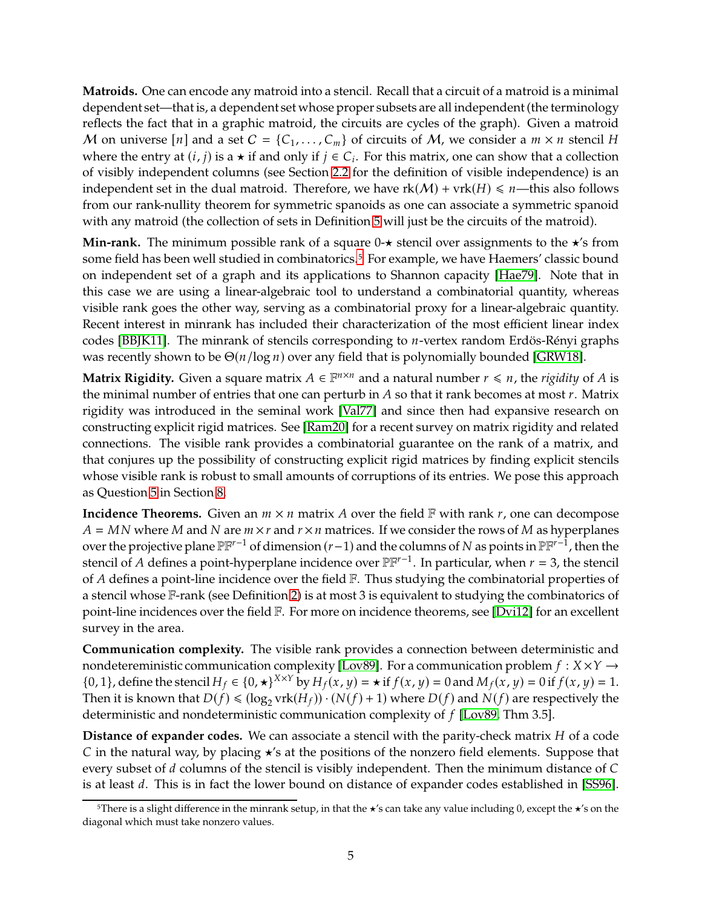**Matroids.** One can encode any matroid into a stencil. Recall that a circuit of a matroid is a minimal dependent set—that is, a dependent set whose proper subsets are all independent (the terminology reflects the fact that in a graphic matroid, the circuits are cycles of the graph). Given a matroid $\mathcal{M}$ on universe $[n]$ and a set $\mathcal{C} = \{C_1, \ldots, C_m\}$ of circuits of $\mathcal{M}$, we consider a $m \times n$ stencil $H$ where the entry at $(i, j)$ is a $\star$ if and only if $j \in C_i$. For this matrix, one can show that a collection of visibly independent columns (see Section 2.2 for the definition of visible independence) is an independent set in the dual matroid. Therefore, we have $\text{rk}(\mathcal{M}) + \text{vrk}(H) \leqslant n$—this also follows from our rank-nullity theorem for symmetric spanoids as one can associate a symmetric spanoid with any matroid (the collection of sets in Definition 5 will just be the circuits of the matroid).

**Min-rank.** The minimum possible rank of a square 0-$\star$ stencil over assignments to the $\star$'s from some field has been well studied in combinatorics.[5] For example, we have Haemers' classic bound on independent set of a graph and its applications to Shannon capacity [Hae79]. Note that in this case we are using a linear-algebraic tool to understand a combinatorial quantity, whereas visible rank goes the other way, serving as a combinatorial proxy for a linear-algebraic quantity. Recent interest in minrank has included their characterization of the most efficient linear index codes [BBJK11]. The minrank of stencils corresponding to $n$-vertex random Erdös-Rényi graphs was recently shown to be $\Theta(n/\log n)$ over any field that is polynomially bounded [GRW18].

**Matrix Rigidity.** Given a square matrix $A \in \mathbb{F}^{n \times n}$ and a natural number $r \leqslant n$, the *rigidity* of $A$ is the minimal number of entries that one can perturb in $A$ so that it rank becomes at most $r$. Matrix rigidity was introduced in the seminal work [Val77] and since then had expansive research on constructing explicit rigid matrices. See [Ram20] for a recent survey on matrix rigidity and related connections. The visible rank provides a combinatorial guarantee on the rank of a matrix, and that conjures up the possibility of constructing explicit rigid matrices by finding explicit stencils whose visible rank is robust to small amounts of corruptions of its entries. We pose this approach as Question 5 in Section 8.

**Incidence Theorems.** Given an $m \times n$ matrix $A$ over the field $\mathbb{F}$ with rank $r$, one can decompose $A = MN$ where $M$ and $N$ are $m \times r$ and $r \times n$ matrices. If we consider the rows of $M$ as hyperplanes over the projective plane $\mathbb{PF}^{r-1}$ of dimension $(r-1)$ and the columns of $N$ as points in $\mathbb{PF}^{r-1}$, then the stencil of $A$ defines a point-hyperplane incidence over $\mathbb{PF}^{r-1}$. In particular, when $r = 3$, the stencil of $A$ defines a point-line incidence over the field $\mathbb{F}$. Thus studying the combinatorial properties of a stencil whose $\mathbb{F}$-rank (see Definition 2) is at most 3 is equivalent to studying the combinatorics of point-line incidences over the field $\mathbb{F}$. For more on incidence theorems, see [Dvi12] for an excellent survey in the area.

**Communication complexity.** The visible rank provides a connection between deterministic and nondetereministic communication complexity [Lov89]. For a communication problem $f : X \times Y \to \{0, 1\}$, define the stencil $H_f \in \{0, \star\}^{X \times Y}$ by $H_f(x, y) = \star$ if $f(x, y) = 0$ and $M_f(x, y) = 0$ if $f(x, y) = 1$. Then it is known that $D(f) \leqslant (\log_2 \text{vrk}(H_f)) \cdot (N(f) + 1)$ where $D(f)$ and $N(f)$ are respectively the deterministic and nondeterministic communication complexity of $f$ [Lov89, Thm 3.5].

**Distance of expander codes.** We can associate a stencil with the parity-check matrix $H$ of a code $C$ in the natural way, by placing $\star$'s at the positions of the nonzero field elements. Suppose that every subset of $d$ columns of the stencil is visibly independent. Then the minimum distance of $C$ is at least $d$. This is in fact the lower bound on distance of expander codes established in [SS96].

[5] There is a slight difference in the minrank setup, in that the $\star$'s can take any value including 0, except the $\star$'s on the diagonal which must take nonzero values.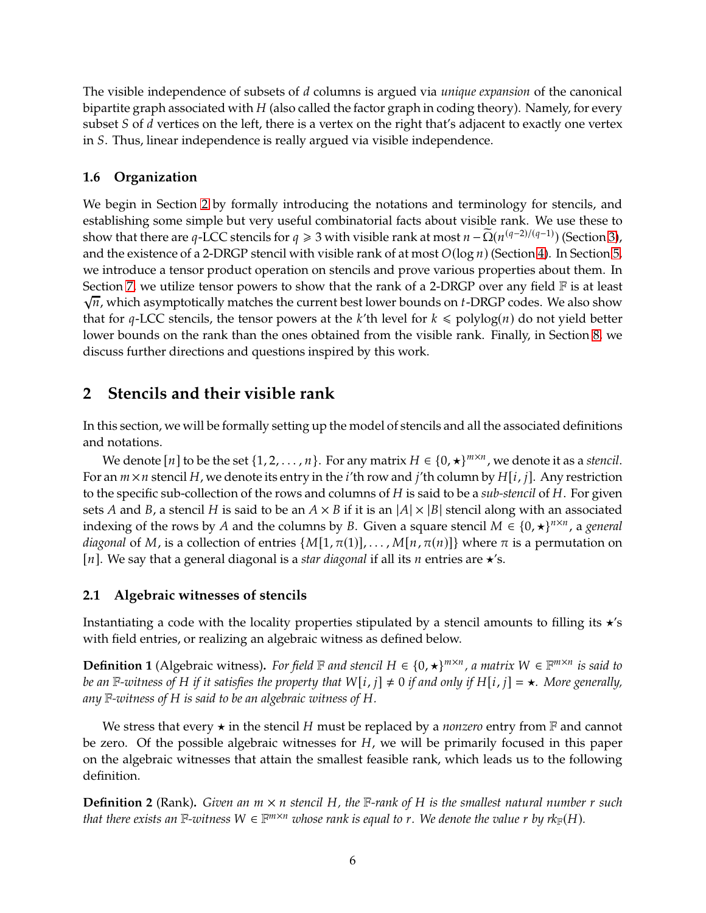The visible independence of subsets of $d$ columns is argued via *unique expansion* of the canonical bipartite graph associated with $H$ (also called the factor graph in coding theory). Namely, for every subset $S$ of $d$ vertices on the left, there is a vertex on the right that's adjacent to exactly one vertex in $S$. Thus, linear independence is really argued via visible independence.

### 1.6 Organization

We begin in Section 2 by formally introducing the notations and terminology for stencils, and establishing some simple but very useful combinatorial facts about visible rank. We use these to show that there are $q$-LCC stencils for $q \geqslant 3$ with visible rank at most $n - \widetilde{\Omega}(n^{(q-2)/(q-1)})$ (Section 3), and the existence of a 2-DRGP stencil with visible rank of at most $O(\log n)$ (Section 4). In Section 5, we introduce a tensor product operation on stencils and prove various properties about them. In Section 7, we utilize tensor powers to show that the rank of a 2-DRGP over any field $\mathbb{F}$ is at least $\sqrt{n}$, which asymptotically matches the current best lower bounds on $t$-DRGP codes. We also show that for $q$-LCC stencils, the tensor powers at the $k$'th level for $k \leqslant \text{polylog}(n)$ do not yield better lower bounds on the rank than the ones obtained from the visible rank. Finally, in Section 8, we discuss further directions and questions inspired by this work.

## 2 Stencils and their visible rank

In this section, we will be formally setting up the model of stencils and all the associated definitions and notations.

We denote $[n]$ to be the set $\{1, 2, \ldots, n\}$. For any matrix $H \in \{0, \star\}^{m \times n}$, we denote it as a *stencil*. For an $m \times n$ stencil $H$, we denote its entry in the $i$'th row and $j$'th column by $H[i, j]$. Any restriction to the specific sub-collection of the rows and columns of $H$ is said to be a *sub-stencil* of $H$. For given sets $A$ and $B$, a stencil $H$ is said to be an $A \times B$ if it is an $|A| \times |B|$ stencil along with an associated indexing of the rows by $A$ and the columns by $B$. Given a square stencil $M \in \{0, \star\}^{n \times n}$, a *general diagonal* of $M$, is a collection of entries $\{M[1, \pi(1)], \ldots, M[n, \pi(n)]\}$ where $\pi$ is a permutation on $[n]$. We say that a general diagonal is a *star diagonal* if all its $n$ entries are $\star$'s.

### 2.1 Algebraic witnesses of stencils

Instantiating a code with the locality properties stipulated by a stencil amounts to filling its $\star$'s with field entries, or realizing an algebraic witness as defined below.

**Definition 1** (Algebraic witness)**.** *For field $\mathbb{F}$ and stencil $H \in \{0, \star\}^{m \times n}$, a matrix $W \in \mathbb{F}^{m \times n}$ is said to be an $\mathbb{F}$-witness of $H$ if it satisfies the property that $W[i, j] \neq 0$ if and only if $H[i, j] = \star$. More generally, any $\mathbb{F}$-witness of $H$ is said to be an algebraic witness of $H$.*

We stress that every $\star$ in the stencil $H$ must be replaced by a *nonzero* entry from $\mathbb{F}$ and cannot be zero. Of the possible algebraic witnesses for $H$, we will be primarily focused in this paper on the algebraic witnesses that attain the smallest feasible rank, which leads us to the following definition.

**Definition 2** (Rank)**.** *Given an $m \times n$ stencil $H$, the $\mathbb{F}$-rank of $H$ is the smallest natural number $r$ such that there exists an $\mathbb{F}$-witness $W \in \mathbb{F}^{m \times n}$ whose rank is equal to $r$. We denote the value $r$ by $\text{rk}_{\mathbb{F}}(H)$.*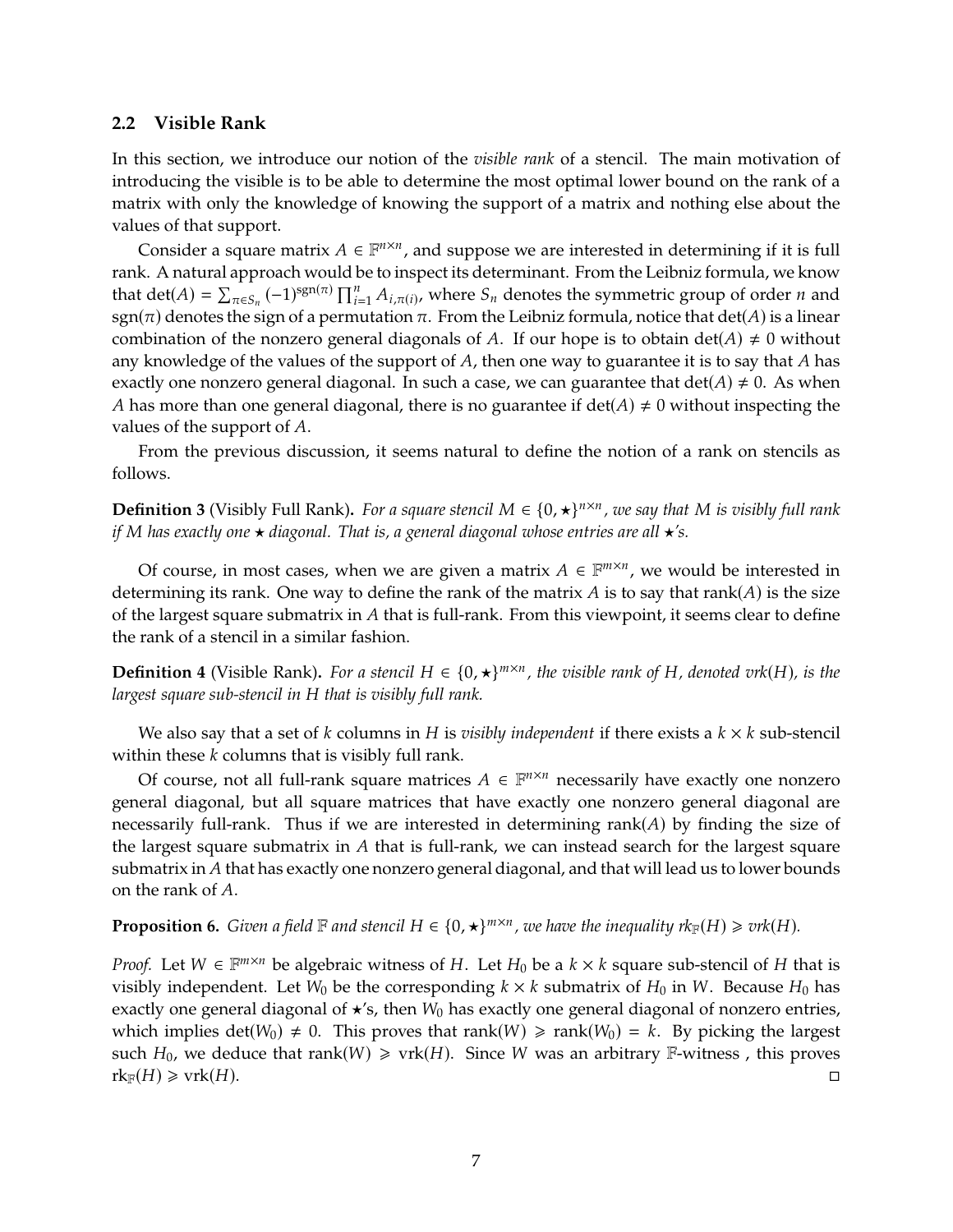### 2.2 Visible Rank

In this section, we introduce our notion of the *visible rank* of a stencil. The main motivation of introducing the visible is to be able to determine the most optimal lower bound on the rank of a matrix with only the knowledge of knowing the support of a matrix and nothing else about the values of that support.

Consider a square matrix $A \in \mathbb{F}^{n\times n}$, and suppose we are interested in determining if it is full rank. A natural approach would be to inspect its determinant. From the Leibniz formula, we know that $\det(A) = \sum_{\pi \in S_n} (-1)^{\mathrm{sgn}(\pi)} \prod_{i=1}^{n} A_{i,\pi(i)}$, where $S_n$ denotes the symmetric group of order $n$ and $\mathrm{sgn}(\pi)$ denotes the sign of a permutation $\pi$. From the Leibniz formula, notice that $\det(A)$ is a linear combination of the nonzero general diagonals of $A$. If our hope is to obtain $\det(A) \neq 0$ without any knowledge of the values of the support of $A$, then one way to guarantee it is to say that $A$ has exactly one nonzero general diagonal. In such a case, we can guarantee that $\det(A) \neq 0$. As when $A$ has more than one general diagonal, there is no guarantee if $\det(A) \neq 0$ without inspecting the values of the support of $A$.

From the previous discussion, it seems natural to define the notion of a rank on stencils as follows.

**Definition 3** (Visibly Full Rank)**.** *For a square stencil $M \in \{0, \star\}^{n\times n}$, we say that $M$ is visibly full rank if $M$ has exactly one $\star$ diagonal. That is, a general diagonal whose entries are all $\star$'s.*

Of course, in most cases, when we are given a matrix $A \in \mathbb{F}^{m\times n}$, we would be interested in determining its rank. One way to define the rank of the matrix $A$ is to say that $\mathrm{rank}(A)$ is the size of the largest square submatrix in $A$ that is full-rank. From this viewpoint, it seems clear to define the rank of a stencil in a similar fashion.

**Definition 4** (Visible Rank)**.** *For a stencil $H \in \{0, \star\}^{m\times n}$, the visible rank of $H$, denoted $vrk(H)$, is the largest square sub-stencil in $H$ that is visibly full rank.*

We also say that a set of $k$ columns in $H$ is *visibly independent* if there exists a $k \times k$ sub-stencil within these $k$ columns that is visibly full rank.

Of course, not all full-rank square matrices $A \in \mathbb{F}^{n\times n}$ necessarily have exactly one nonzero general diagonal, but all square matrices that have exactly one nonzero general diagonal are necessarily full-rank. Thus if we are interested in determining $\mathrm{rank}(A)$ by finding the size of the largest square submatrix in $A$ that is full-rank, we can instead search for the largest square submatrix in $A$ that has exactly one nonzero general diagonal, and that will lead us to lower bounds on the rank of $A$.

**Proposition 6.** *Given a field $\mathbb{F}$ and stencil $H \in \{0, \star\}^{m\times n}$, we have the inequality $rk_{\mathbb{F}}(H) \geqslant vrk(H)$.*

*Proof.* Let $W \in \mathbb{F}^{m\times n}$ be algebraic witness of $H$. Let $H_0$ be a $k \times k$ square sub-stencil of $H$ that is visibly independent. Let $W_0$ be the corresponding $k \times k$ submatrix of $H_0$ in $W$. Because $H_0$ has exactly one general diagonal of $\star$'s, then $W_0$ has exactly one general diagonal of nonzero entries, which implies $\det(W_0) \neq 0$. This proves that $\mathrm{rank}(W) \geqslant \mathrm{rank}(W_0) = k$. By picking the largest such $H_0$, we deduce that $\mathrm{rank}(W) \geqslant \mathrm{vrk}(H)$. Since $W$ was an arbitrary $\mathbb{F}$-witness , this proves $\mathrm{rk}_{\mathbb{F}}(H) \geqslant \mathrm{vrk}(H)$. □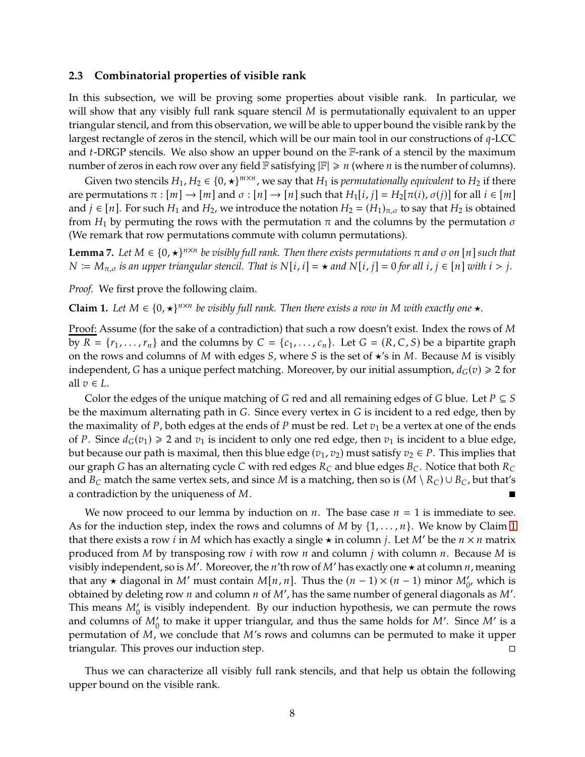### 2.3 Combinatorial properties of visible rank

In this subsection, we will be proving some properties about visible rank. In particular, we will show that any visibly full rank square stencil $M$ is permutationally equivalent to an upper triangular stencil, and from this observation, we will be able to upper bound the visible rank by the largest rectangle of zeros in the stencil, which will be our main tool in our constructions of $q$-LCC and $t$-DRGP stencils. We also show an upper bound on the $\mathbb{F}$-rank of a stencil by the maximum number of zeros in each row over any field $\mathbb{F}$ satisfying $|\mathbb{F}| \geqslant n$ (where $n$ is the number of columns).

Given two stencils $H_1, H_2 \in \{0, \star\}^{m \times n}$, we say that $H_1$ is *permutationally equivalent* to $H_2$ if there are permutations $\pi : [m] \to [m]$ and $\sigma : [n] \to [n]$ such that $H_1[i, j] = H_2[\pi(i), \sigma(j)]$ for all $i \in [m]$ and $j \in [n]$. For such $H_1$ and $H_2$, we introduce the notation $H_2 = (H_1)_{\pi,\sigma}$ to say that $H_2$ is obtained from $H_1$ by permuting the rows with the permutation $\pi$ and the columns by the permutation $\sigma$ (We remark that row permutations commute with column permutations).

**Lemma 7.** *Let $M \in \{0, \star\}^{n \times n}$ be visibly full rank. Then there exists permutations $\pi$ and $\sigma$ on $[n]$ such that $N := M_{\pi,\sigma}$ is an upper triangular stencil. That is $N[i, i] = \star$ and $N[i, j] = 0$ for all $i, j \in [n]$ with $i > j$.*

*Proof.* We first prove the following claim.

**Claim 1.** *Let $M \in \{0, \star\}^{n \times n}$ be visibly full rank. Then there exists a row in $M$ with exactly one $\star$.*

Proof: Assume (for the sake of a contradiction) that such a row doesn't exist. Index the rows of $M$ by $R = \{r_1, \ldots, r_n\}$ and the columns by $C = \{c_1, \ldots, c_n\}$. Let $G = (R, C, S)$ be a bipartite graph on the rows and columns of $M$ with edges $S$, where $S$ is the set of $\star$'s in $M$. Because $M$ is visibly independent, $G$ has a unique perfect matching. Moreover, by our initial assumption, $d_G(v) \geqslant 2$ for all $v \in L$.

Color the edges of the unique matching of $G$ red and all remaining edges of $G$ blue. Let $P \subseteq S$ be the maximum alternating path in $G$. Since every vertex in $G$ is incident to a red edge, then by the maximality of $P$, both edges at the ends of $P$ must be red. Let $v_1$ be a vertex at one of the ends of $P$. Since $d_G(v_1) \geqslant 2$ and $v_1$ is incident to only one red edge, then $v_1$ is incident to a blue edge, but because our path is maximal, then this blue edge $(v_1, v_2)$ must satisfy $v_2 \in P$. This implies that our graph $G$ has an alternating cycle $C$ with red edges $R_C$ and blue edges $B_C$. Notice that both $R_C$ and $B_C$ match the same vertex sets, and since $M$ is a matching, then so is $(M \setminus R_C) \cup B_C$, but that's a contradiction by the uniqueness of $M$. ■

We now proceed to our lemma by induction on $n$. The base case $n = 1$ is immediate to see. As for the induction step, index the rows and columns of $M$ by $\{1, \ldots, n\}$. We know by Claim 1 that there exists a row $i$ in $M$ which has exactly a single $\star$ in column $j$. Let $M'$ be the $n \times n$ matrix produced from $M$ by transposing row $i$ with row $n$ and column $j$ with column $n$. Because $M$ is visibly independent, so is $M'$. Moreover, the $n$'th row of $M'$ has exactly one $\star$ at column $n$, meaning that any $\star$ diagonal in $M'$ must contain $M[n, n]$. Thus the $(n-1) \times (n-1)$ minor $M'_0$, which is obtained by deleting row $n$ and column $n$ of $M'$, has the same number of general diagonals as $M'$. This means $M'_0$ is visibly independent. By our induction hypothesis, we can permute the rows and columns of $M'_0$ to make it upper triangular, and thus the same holds for $M'$. Since $M'$ is a permutation of $M$, we conclude that $M$'s rows and columns can be permuted to make it upper triangular. This proves our induction step. □

Thus we can characterize all visibly full rank stencils, and that help us obtain the following upper bound on the visible rank.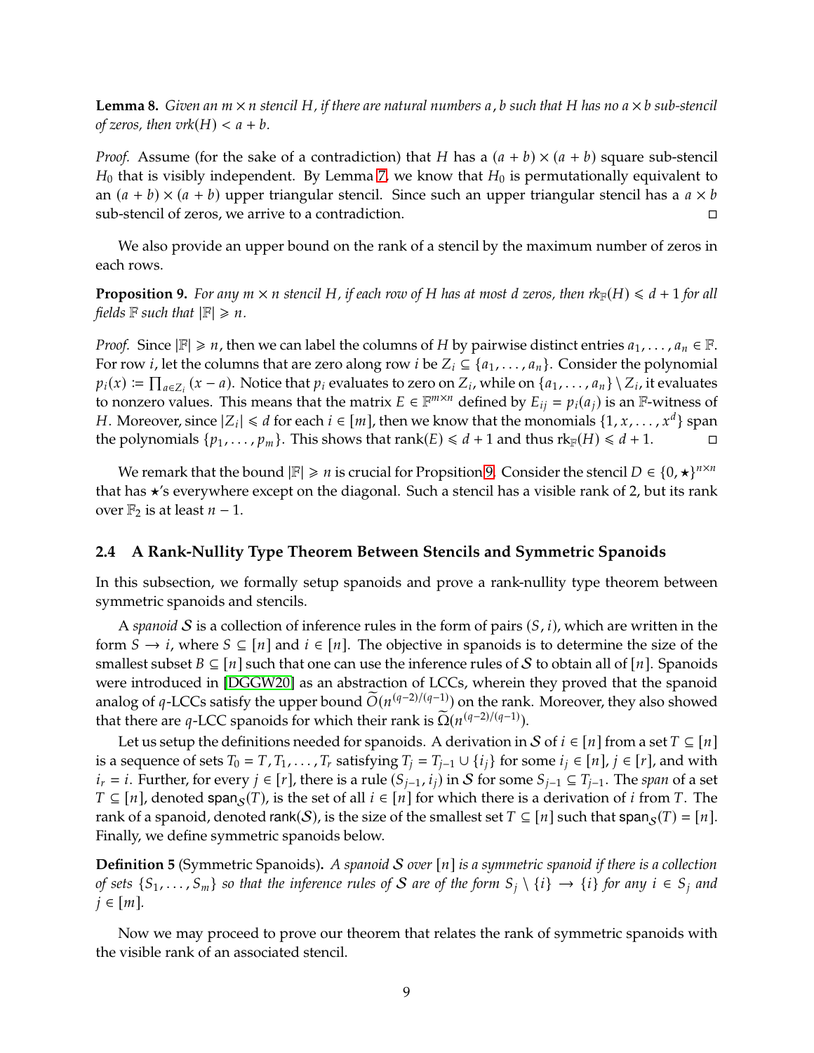**Lemma 8.** *Given an $m \times n$ stencil $H$, if there are natural numbers $a, b$ such that $H$ has no $a \times b$ sub-stencil of zeros, then $vrk(H) < a + b$.*

*Proof.* Assume (for the sake of a contradiction) that $H$ has a $(a+b) \times (a+b)$ square sub-stencil $H_0$ that is visibly independent. By Lemma 7, we know that $H_0$ is permutationally equivalent to an $(a+b) \times (a+b)$ upper triangular stencil. Since such an upper triangular stencil has a $a \times b$ sub-stencil of zeros, we arrive to a contradiction. □

We also provide an upper bound on the rank of a stencil by the maximum number of zeros in each rows.

**Proposition 9.** *For any $m \times n$ stencil $H$, if each row of $H$ has at most $d$ zeros, then $rk_{\mathbb{F}}(H) \leqslant d+1$ for all fields $\mathbb{F}$ such that $|\mathbb{F}| \geqslant n$.*

*Proof.* Since $|\mathbb{F}| \geqslant n$, then we can label the columns of $H$ by pairwise distinct entries $a_1, \ldots, a_n \in \mathbb{F}$. For row $i$, let the columns that are zero along row $i$ be $Z_i \subseteq \{a_1, \ldots, a_n\}$. Consider the polynomial $p_i(x) := \prod_{a \in Z_i}(x - a)$. Notice that $p_i$ evaluates to zero on $Z_i$, while on $\{a_1, \ldots, a_n\} \setminus Z_i$, it evaluates to nonzero values. This means that the matrix $E \in \mathbb{F}^{m \times n}$ defined by $E_{ij} = p_i(a_j)$ is an $\mathbb{F}$-witness of $H$. Moreover, since $|Z_i| \leqslant d$ for each $i \in [m]$, then we know that the monomials $\{1, x, \ldots, x^d\}$ span the polynomials $\{p_1, \ldots, p_m\}$. This shows that $\text{rank}(E) \leqslant d+1$ and thus $rk_{\mathbb{F}}(H) \leqslant d+1$. □

We remark that the bound $|\mathbb{F}| \geqslant n$ is crucial for Propsition 9. Consider the stencil $D \in \{0, \star\}^{n \times n}$ that has $\star$'s everywhere except on the diagonal. Such a stencil has a visible rank of 2, but its rank over $\mathbb{F}_2$ is at least $n-1$.

### 2.4 A Rank-Nullity Type Theorem Between Stencils and Symmetric Spanoids

In this subsection, we formally setup spanoids and prove a rank-nullity type theorem between symmetric spanoids and stencils.

A *spanoid* $\mathcal{S}$ is a collection of inference rules in the form of pairs $(S, i)$, which are written in the form $S \to i$, where $S \subseteq [n]$ and $i \in [n]$. The objective in spanoids is to determine the size of the smallest subset $B \subseteq [n]$ such that one can use the inference rules of $\mathcal{S}$ to obtain all of $[n]$. Spanoids were introduced in [DGGW20] as an abstraction of LCCs, wherein they proved that the spanoid analog of $q$-LCCs satisfy the upper bound $\widetilde{O}(n^{(q-2)/(q-1)})$ on the rank. Moreover, they also showed that there are $q$-LCC spanoids for which their rank is $\widetilde{\Omega}(n^{(q-2)/(q-1)})$.

Let us setup the definitions needed for spanoids. A derivation in $\mathcal{S}$ of $i \in [n]$ from a set $T \subseteq [n]$ is a sequence of sets $T_0 = T, T_1, \ldots, T_r$ satisfying $T_j = T_{j-1} \cup \{i_j\}$ for some $i_j \in [n]$, $j \in [r]$, and with $i_r = i$. Further, for every $j \in [r]$, there is a rule $(S_{j-1}, i_j)$ in $\mathcal{S}$ for some $S_{j-1} \subseteq T_{j-1}$. The *span* of a set $T \subseteq [n]$, denoted $\mathsf{span}_{\mathcal{S}}(T)$, is the set of all $i \in [n]$ for which there is a derivation of $i$ from $T$. The rank of a spanoid, denoted $\mathsf{rank}(\mathcal{S})$, is the size of the smallest set $T \subseteq [n]$ such that $\mathsf{span}_{\mathcal{S}}(T) = [n]$. Finally, we define symmetric spanoids below.

**Definition 5** (Symmetric Spanoids)**.** *A spanoid $\mathcal{S}$ over $[n]$ is a symmetric spanoid if there is a collection of sets $\{S_1, \ldots, S_m\}$ so that the inference rules of $\mathcal{S}$ are of the form $S_j \setminus \{i\} \to \{i\}$ for any $i \in S_j$ and $j \in [m]$.*

Now we may proceed to prove our theorem that relates the rank of symmetric spanoids with the visible rank of an associated stencil.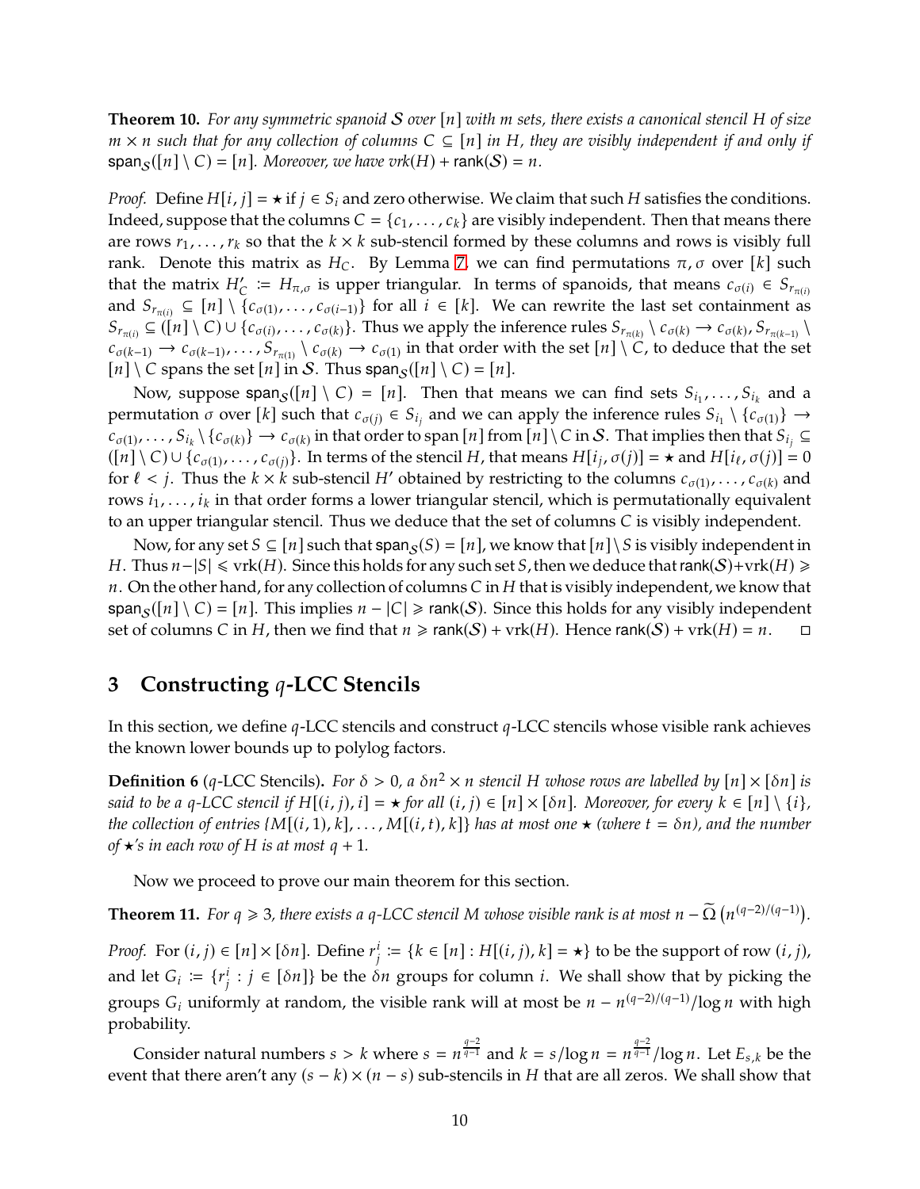**Theorem 10.** *For any symmetric spanoid $\mathcal{S}$ over $[n]$ with $m$ sets, there exists a canonical stencil $H$ of size $m \times n$ such that for any collection of columns $C \subseteq [n]$ in $H$, they are visibly independent if and only if $\mathsf{span}_{\mathcal{S}}([n] \setminus C) = [n]$. Moreover, we have $vrk(H) + \mathsf{rank}(\mathcal{S}) = n$.*

*Proof.* Define $H[i, j] = \star$ if $j \in S_i$ and zero otherwise. We claim that such $H$ satisfies the conditions. Indeed, suppose that the columns $C = \{c_1, \ldots, c_k\}$ are visibly independent. Then that means there are rows $r_1, \ldots, r_k$ so that the $k \times k$ sub-stencil formed by these columns and rows is visibly full rank. Denote this matrix as $H_C$. By Lemma 7, we can find permutations $\pi, \sigma$ over $[k]$ such that the matrix $H'_C := H_{\pi,\sigma}$ is upper triangular. In terms of spanoids, that means $c_{\sigma(i)} \in S_{r_{\pi(i)}}$ and $S_{r_{\pi(i)}} \subseteq [n] \setminus \{c_{\sigma(1)}, \ldots, c_{\sigma(i-1)}\}$ for all $i \in [k]$. We can rewrite the last set containment as $S_{r_{\pi(i)}} \subseteq ([n] \setminus C) \cup \{c_{\sigma(i)}, \ldots, c_{\sigma(k)}\}$. Thus we apply the inference rules $S_{r_{\pi(k)}} \setminus c_{\sigma(k)} \to c_{\sigma(k)}, S_{r_{\pi(k-1)}} \setminus c_{\sigma(k-1)} \to c_{\sigma(k-1)}, \ldots, S_{r_{\pi(1)}} \setminus c_{\sigma(k)} \to c_{\sigma(1)}$ in that order with the set $[n] \setminus C$, to deduce that the set $[n] \setminus C$ spans the set $[n]$ in $\mathcal{S}$. Thus $\mathsf{span}_{\mathcal{S}}([n] \setminus C) = [n]$.

Now, suppose $\mathsf{span}_{\mathcal{S}}([n] \setminus C) = [n]$. Then that means we can find sets $S_{i_1}, \ldots, S_{i_k}$ and a permutation $\sigma$ over $[k]$ such that $c_{\sigma(j)} \in S_{i_j}$ and we can apply the inference rules $S_{i_1} \setminus \{c_{\sigma(1)}\} \to c_{\sigma(1)}, \ldots, S_{i_k} \setminus \{c_{\sigma(k)}\} \to c_{\sigma(k)}$ in that order to span $[n]$ from $[n] \setminus C$ in $\mathcal{S}$. That implies then that $S_{i_j} \subseteq ([n] \setminus C) \cup \{c_{\sigma(1)}, \ldots, c_{\sigma(j)}\}$. In terms of the stencil $H$, that means $H[i_j, \sigma(j)] = \star$ and $H[i_\ell, \sigma(j)] = 0$ for $\ell < j$. Thus the $k \times k$ sub-stencil $H'$ obtained by restricting to the columns $c_{\sigma(1)}, \ldots, c_{\sigma(k)}$ and rows $i_1, \ldots, i_k$ in that order forms a lower triangular stencil, which is permutationally equivalent to an upper triangular stencil. Thus we deduce that the set of columns $C$ is visibly independent.

Now, for any set $S \subseteq [n]$ such that $\mathsf{span}_{\mathcal{S}}(S) = [n]$, we know that $[n] \setminus S$ is visibly independent in $H$. Thus $n - |S| \leqslant \mathrm{vrk}(H)$. Since this holds for any such set $S$, then we deduce that $\mathsf{rank}(\mathcal{S}) + \mathrm{vrk}(H) \geqslant n$. On the other hand, for any collection of columns $C$ in $H$ that is visibly independent, we know that $\mathsf{span}_{\mathcal{S}}([n] \setminus C) = [n]$. This implies $n - |C| \geqslant \mathsf{rank}(\mathcal{S})$. Since this holds for any visibly independent set of columns $C$ in $H$, then we find that $n \geqslant \mathsf{rank}(\mathcal{S}) + \mathrm{vrk}(H)$. Hence $\mathsf{rank}(\mathcal{S}) + \mathrm{vrk}(H) = n$. $\square$

## 3 Constructing $q$-LCC Stencils

In this section, we define $q$-LCC stencils and construct $q$-LCC stencils whose visible rank achieves the known lower bounds up to polylog factors.

**Definition 6** ($q$-LCC Stencils)**.** *For $\delta > 0$, a $\delta n^2 \times n$ stencil $H$ whose rows are labelled by $[n] \times [\delta n]$ is said to be a $q$-LCC stencil if $H[(i, j), i] = \star$ for all $(i, j) \in [n] \times [\delta n]$. Moreover, for every $k \in [n] \setminus \{i\}$, the collection of entries $\{M[(i, 1), k], \ldots, M[(i, t), k]\}$ has at most one $\star$ (where $t = \delta n$), and the number of $\star$'s in each row of $H$ is at most $q + 1$.*

Now we proceed to prove our main theorem for this section.

**Theorem 11.** *For $q \geqslant 3$, there exists a $q$-LCC stencil $M$ whose visible rank is at most $n - \widetilde{\Omega}\left(n^{(q-2)/(q-1)}\right)$.*

*Proof.* For $(i, j) \in [n] \times [\delta n]$. Define $r^i_j := \{k \in [n] : H[(i, j), k] = \star\}$ to be the support of row $(i, j)$, and let $G_i := \{r^i_j : j \in [\delta n]\}$ be the $\delta n$ groups for column $i$. We shall show that by picking the groups $G_i$ uniformly at random, the visible rank will at most be $n - n^{(q-2)/(q-1)}/\log n$ with high probability.

Consider natural numbers $s > k$ where $s = n^{\frac{q-2}{q-1}}$ and $k = s/\log n = n^{\frac{q-2}{q-1}}/\log n$. Let $E_{s,k}$ be the event that there aren't any $(s - k) \times (n - s)$ sub-stencils in $H$ that are all zeros. We shall show that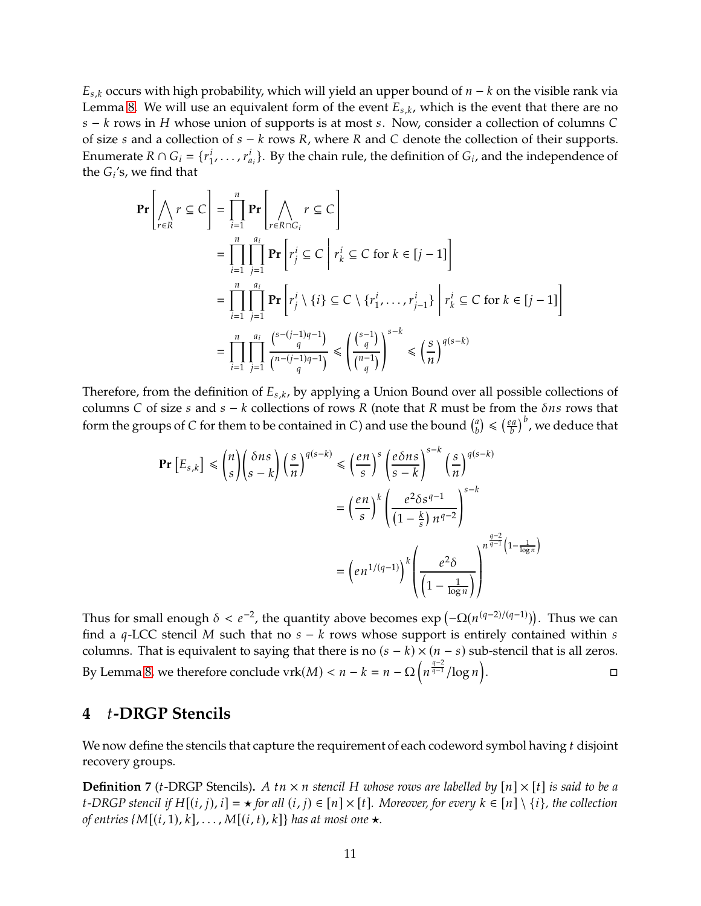$E_{s,k}$ occurs with high probability, which will yield an upper bound of $n-k$ on the visible rank via Lemma 8. We will use an equivalent form of the event $E_{s,k}$, which is the event that there are no $s-k$ rows in $H$ whose union of supports is at most $s$. Now, consider a collection of columns $C$ of size $s$ and a collection of $s-k$ rows $R$, where $R$ and $C$ denote the collection of their supports. Enumerate $R \cap G_i = \{r_1^i, \ldots, r_{a_i}^i\}$. By the chain rule, the definition of $G_i$, and the independence of the $G_i$'s, we find that

$$
\begin{aligned}
\mathbf{Pr}\left[\bigwedge_{r \in R} r \subseteq C\right] &= \prod_{i=1}^{n} \mathbf{Pr}\left[\bigwedge_{r \in R \cap G_i} r \subseteq C\right] \\
&= \prod_{i=1}^{n} \prod_{j=1}^{a_i} \mathbf{Pr}\left[r_j^i \subseteq C \;\middle|\; r_k^i \subseteq C \text{ for } k \in [j-1]\right] \\
&= \prod_{i=1}^{n} \prod_{j=1}^{a_i} \mathbf{Pr}\left[r_j^i \setminus \{i\} \subseteq C \setminus \{r_1^i, \ldots, r_{j-1}^i\} \;\middle|\; r_k^i \subseteq C \text{ for } k \in [j-1]\right] \\
&= \prod_{i=1}^{n} \prod_{j=1}^{a_i} \frac{\binom{s-(j-1)q-1}{q}}{\binom{n-(j-1)q-1}{q}} \leqslant \left(\frac{\binom{s-1}{q}}{\binom{n-1}{q}}\right)^{s-k} \leqslant \left(\frac{s}{n}\right)^{q(s-k)}
\end{aligned}
$$

Therefore, from the definition of $E_{s,k}$, by applying a Union Bound over all possible collections of columns $C$ of size $s$ and $s-k$ collections of rows $R$ (note that $R$ must be from the $\delta ns$ rows that form the groups of $C$ for them to be contained in $C$) and use the bound $\binom{a}{b} \leqslant \left(\frac{ea}{b}\right)^b$, we deduce that

$$
\begin{aligned}
\mathbf{Pr}\left[E_{s,k}\right] \leqslant \binom{n}{s}\binom{\delta ns}{s-k}\left(\frac{s}{n}\right)^{q(s-k)} &\leqslant \left(\frac{en}{s}\right)^{s}\left(\frac{e\delta ns}{s-k}\right)^{s-k}\left(\frac{s}{n}\right)^{q(s-k)} \\
&= \left(\frac{en}{s}\right)^{k}\left(\frac{e^2\delta s^{q-1}}{\left(1-\frac{k}{s}\right)n^{q-2}}\right)^{s-k} \\
&= \left(en^{1/(q-1)}\right)^{k}\left(\frac{e^2\delta}{\left(1-\frac{1}{\log n}\right)}\right)^{n^{\frac{q-2}{q-1}}\left(1-\frac{1}{\log n}\right)}
\end{aligned}
$$

Thus for small enough $\delta < e^{-2}$, the quantity above becomes $\exp\left(-\Omega(n^{(q-2)/(q-1)})\right)$. Thus we can find a $q$-LCC stencil $M$ such that no $s-k$ rows whose support is entirely contained within $s$ columns. That is equivalent to saying that there is no $(s-k)\times(n-s)$ sub-stencil that is all zeros. By Lemma 8, we therefore conclude $\mathrm{vrk}(M) < n-k = n - \Omega\left(n^{\frac{q-2}{q-1}}/\log n\right)$. □

# 4 $t$-DRGP Stencils

We now define the stencils that capture the requirement of each codeword symbol having $t$ disjoint recovery groups.

**Definition 7** ($t$-DRGP Stencils). *A $tn \times n$ stencil $H$ whose rows are labelled by $[n]\times[t]$ is said to be a $t$-DRGP stencil if $H[(i,j),i] = \star$ for all $(i,j) \in [n]\times[t]$. Moreover, for every $k \in [n]\setminus\{i\}$, the collection of entries $\{M[(i,1),k], \ldots, M[(i,t),k]\}$ has at most one $\star$.*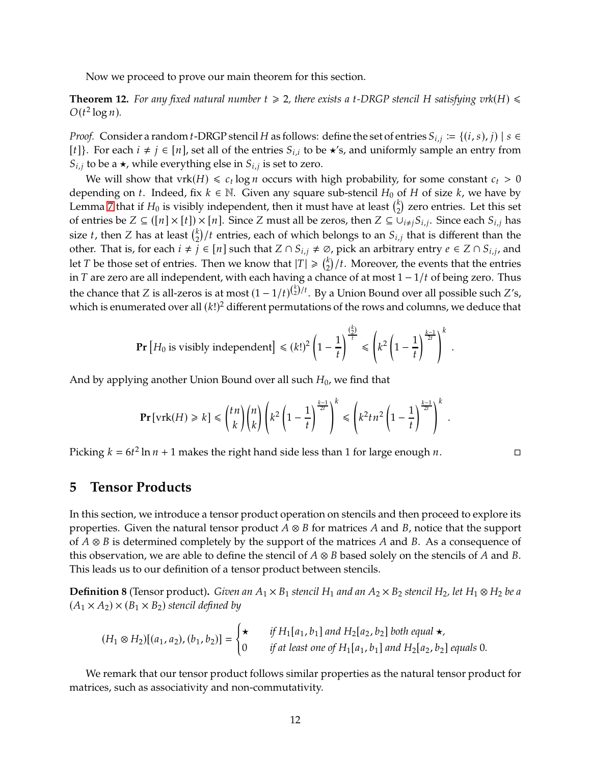Now we proceed to prove our main theorem for this section.

**Theorem 12.** *For any fixed natural number $t \geqslant 2$, there exists a $t$-DRGP stencil $H$ satisfying $\mathrm{vrk}(H) \leqslant O(t^2 \log n)$.*

*Proof.* Consider a random $t$-DRGP stencil $H$ as follows: define the set of entries $S_{i,j} := \{(i,s), j) \mid s \in [t]\}$. For each $i \neq j \in [n]$, set all of the entries $S_{i,i}$ to be $\star$'s, and uniformly sample an entry from $S_{i,j}$ to be a $\star$, while everything else in $S_{i,j}$ is set to zero.

We will show that $\mathrm{vrk}(H) \leqslant c_t \log n$ occurs with high probability, for some constant $c_t > 0$ depending on $t$. Indeed, fix $k \in \mathbb{N}$. Given any square sub-stencil $H_0$ of $H$ of size $k$, we have by Lemma 7 that if $H_0$ is visibly independent, then it must have at least $\binom{k}{2}$ zero entries. Let this set of entries be $Z \subseteq ([n] \times [t]) \times [n]$. Since $Z$ must all be zeros, then $Z \subseteq \cup_{i \neq j} S_{i,j}$. Since each $S_{i,j}$ has size $t$, then $Z$ has at least $\binom{k}{2}/t$ entries, each of which belongs to an $S_{i,j}$ that is different than the other. That is, for each $i \neq j \in [n]$ such that $Z \cap S_{i,j} \neq \emptyset$, pick an arbitrary entry $e \in Z \cap S_{i,j}$, and let $T$ be those set of entries. Then we know that $|T| \geqslant \binom{k}{2}/t$. Moreover, the events that the entries in $T$ are zero are all independent, with each having a chance of at most $1 - 1/t$ of being zero. Thus the chance that $Z$ is all-zeros is at most $(1 - 1/t)^{\binom{k}{2}/t}$. By a Union Bound over all possible such $Z$'s, which is enumerated over all $(k!)^2$ different permutations of the rows and columns, we deduce that

$$\mathbf{Pr}\left[H_0 \text{ is visibly independent}\right] \leqslant (k!)^2 \left(1 - \frac{1}{t}\right)^{\frac{\binom{k}{2}}{t}} \leqslant \left(k^2 \left(1 - \frac{1}{t}\right)^{\frac{k-1}{2t}}\right)^k .$$

And by applying another Union Bound over all such $H_0$, we find that

$$\mathbf{Pr}\left[\mathrm{vrk}(H) \geqslant k\right] \leqslant \binom{tn}{k}\binom{n}{k}\left(k^2\left(1 - \frac{1}{t}\right)^{\frac{k-1}{2t}}\right)^k \leqslant \left(k^2 t n^2 \left(1 - \frac{1}{t}\right)^{\frac{k-1}{2t}}\right)^k .$$

Picking $k = 6t^2 \ln n + 1$ makes the right hand side less than 1 for large enough $n$. $\square$

## 5 Tensor Products

In this section, we introduce a tensor product operation on stencils and then proceed to explore its properties. Given the natural tensor product $A \otimes B$ for matrices $A$ and $B$, notice that the support of $A \otimes B$ is determined completely by the support of the matrices $A$ and $B$. As a consequence of this observation, we are able to define the stencil of $A \otimes B$ based solely on the stencils of $A$ and $B$. This leads us to our definition of a tensor product between stencils.

**Definition 8** (Tensor product)**.** *Given an $A_1 \times B_1$ stencil $H_1$ and an $A_2 \times B_2$ stencil $H_2$, let $H_1 \otimes H_2$ be a $(A_1 \times A_2) \times (B_1 \times B_2)$ stencil defined by*

$$(H_1 \otimes H_2)[(a_1, a_2), (b_1, b_2)] = \begin{cases} \star & \text{if } H_1[a_1, b_1] \text{ and } H_2[a_2, b_2] \text{ both equal } \star, \\ 0 & \text{if at least one of } H_1[a_1, b_1] \text{ and } H_2[a_2, b_2] \text{ equals } 0. \end{cases}$$

We remark that our tensor product follows similar properties as the natural tensor product for matrices, such as associativity and non-commutativity.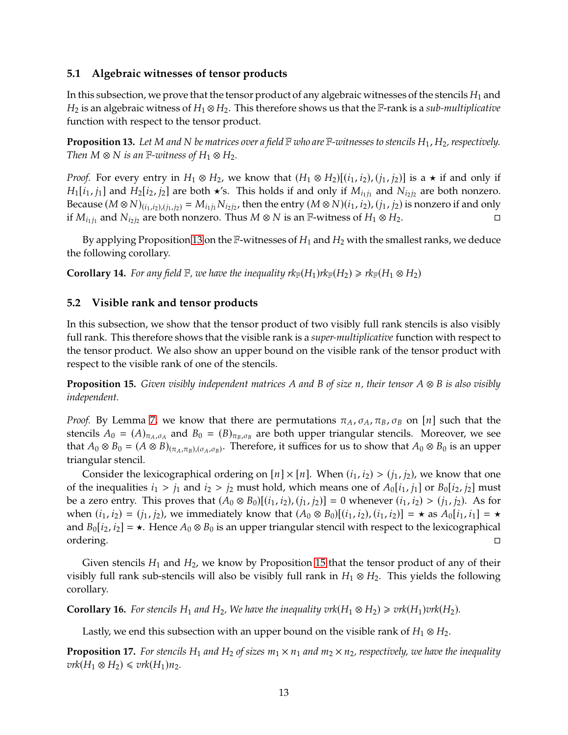### 5.1 Algebraic witnesses of tensor products

In this subsection, we prove that the tensor product of any algebraic witnesses of the stencils $H_1$ and $H_2$ is an algebraic witness of $H_1 \otimes H_2$. This therefore shows us that the $\mathbb{F}$-rank is a *sub-multiplicative* function with respect to the tensor product.

**Proposition 13.** *Let $M$ and $N$ be matrices over a field $\mathbb{F}$ who are $\mathbb{F}$-witnesses to stencils $H_1, H_2$, respectively. Then $M \otimes N$ is an $\mathbb{F}$-witness of $H_1 \otimes H_2$.*

*Proof.* For every entry in $H_1 \otimes H_2$, we know that $(H_1 \otimes H_2)[(i_1, i_2), (j_1, j_2)]$ is a $\star$ if and only if $H_1[i_1, j_1]$ and $H_2[i_2, j_2]$ are both $\star$'s. This holds if and only if $M_{i_1 j_1}$ and $N_{i_2 j_2}$ are both nonzero. Because $(M \otimes N)_{(i_1,i_2),(j_1,j_2)} = M_{i_1 j_1} N_{i_2 j_2}$, then the entry $(M \otimes N)(i_1, i_2), (j_1, j_2)$ is nonzero if and only if $M_{i_1 j_1}$ and $N_{i_2 j_2}$ are both nonzero. Thus $M \otimes N$ is an $\mathbb{F}$-witness of $H_1 \otimes H_2$. □

By applying Proposition 13 on the $\mathbb{F}$-witnesses of $H_1$ and $H_2$ with the smallest ranks, we deduce the following corollary.

**Corollary 14.** *For any field $\mathbb{F}$, we have the inequality $rk_{\mathbb{F}}(H_1) rk_{\mathbb{F}}(H_2) \geqslant rk_{\mathbb{F}}(H_1 \otimes H_2)$*

### 5.2 Visible rank and tensor products

In this subsection, we show that the tensor product of two visibly full rank stencils is also visibly full rank. This therefore shows that the visible rank is a *super-multiplicative* function with respect to the tensor product. We also show an upper bound on the visible rank of the tensor product with respect to the visible rank of one of the stencils.

**Proposition 15.** *Given visibly independent matrices $A$ and $B$ of size $n$, their tensor $A \otimes B$ is also visibly independent.*

*Proof.* By Lemma 7, we know that there are permutations $\pi_A, \sigma_A, \pi_B, \sigma_B$ on $[n]$ such that the stencils $A_0 = (A)_{\pi_A, \sigma_A}$ and $B_0 = (B)_{\pi_B, \sigma_B}$ are both upper triangular stencils. Moreover, we see that $A_0 \otimes B_0 = (A \otimes B)_{(\pi_A, \pi_B), (\sigma_A, \sigma_B)}$. Therefore, it suffices for us to show that $A_0 \otimes B_0$ is an upper triangular stencil.

Consider the lexicographical ordering on $[n] \times [n]$. When $(i_1, i_2) > (j_1, j_2)$, we know that one of the inequalities $i_1 > j_1$ and $i_2 > j_2$ must hold, which means one of $A_0[i_1, j_1]$ or $B_0[i_2, j_2]$ must be a zero entry. This proves that $(A_0 \otimes B_0)[(i_1, i_2), (j_1, j_2)] = 0$ whenever $(i_1, i_2) > (j_1, j_2)$. As for when $(i_1, i_2) = (j_1, j_2)$, we immediately know that $(A_0 \otimes B_0)[(i_1, i_2), (i_1, i_2)] = \star$ as $A_0[i_1, i_1] = \star$ and $B_0[i_2, i_2] = \star$. Hence $A_0 \otimes B_0$ is an upper triangular stencil with respect to the lexicographical ordering. □

Given stencils $H_1$ and $H_2$, we know by Proposition 15 that the tensor product of any of their visibly full rank sub-stencils will also be visibly full rank in $H_1 \otimes H_2$. This yields the following corollary.

**Corollary 16.** *For stencils $H_1$ and $H_2$, We have the inequality $vrk(H_1 \otimes H_2) \geqslant vrk(H_1) vrk(H_2)$.*

Lastly, we end this subsection with an upper bound on the visible rank of $H_1 \otimes H_2$.

**Proposition 17.** *For stencils $H_1$ and $H_2$ of sizes $m_1 \times n_1$ and $m_2 \times n_2$, respectively, we have the inequality $vrk(H_1 \otimes H_2) \leqslant vrk(H_1) n_2$.*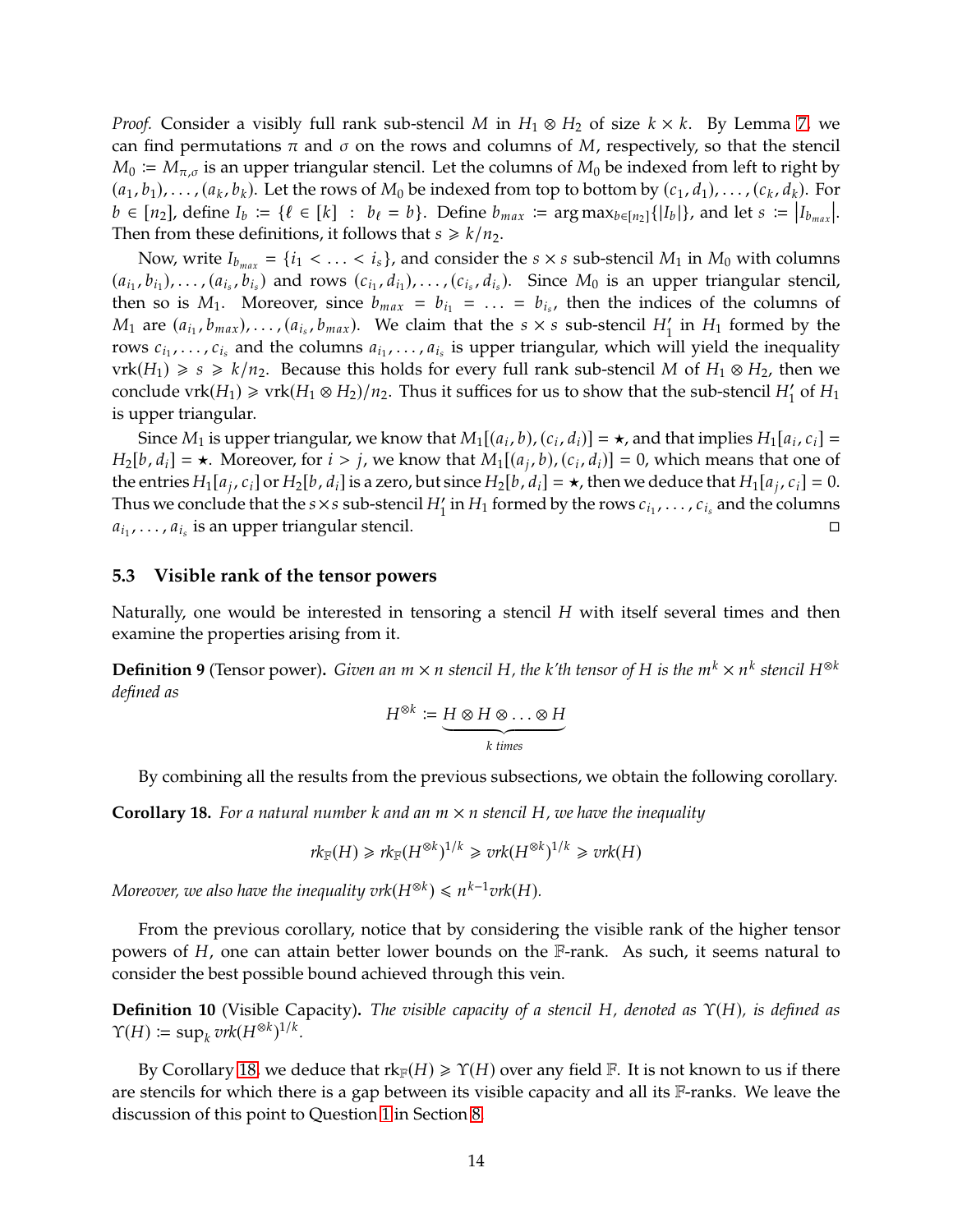*Proof.* Consider a visibly full rank sub-stencil $M$ in $H_1 \otimes H_2$ of size $k \times k$. By Lemma 7, we can find permutations $\pi$ and $\sigma$ on the rows and columns of $M$, respectively, so that the stencil $M_0 := M_{\pi,\sigma}$ is an upper triangular stencil. Let the columns of $M_0$ be indexed from left to right by $(a_1, b_1), \ldots, (a_k, b_k)$. Let the rows of $M_0$ be indexed from top to bottom by $(c_1, d_1), \ldots, (c_k, d_k)$. For $b \in [n_2]$, define $I_b := \{\ell \in [k] \; : \; b_\ell = b\}$. Define $b_{max} := \arg\max_{b \in [n_2]}\{|I_b|\}$, and let $s := |I_{b_{max}}|$. Then from these definitions, it follows that $s \geqslant k/n_2$.

Now, write $I_{b_{max}} = \{i_1 < \ldots < i_s\}$, and consider the $s \times s$ sub-stencil $M_1$ in $M_0$ with columns $(a_{i_1}, b_{i_1}), \ldots, (a_{i_s}, b_{i_s})$ and rows $(c_{i_1}, d_{i_1}), \ldots, (c_{i_s}, d_{i_s})$. Since $M_0$ is an upper triangular stencil, then so is $M_1$. Moreover, since $b_{max} = b_{i_1} = \ldots = b_{i_s}$, then the indices of the columns of $M_1$ are $(a_{i_1}, b_{max}), \ldots, (a_{i_s}, b_{max})$. We claim that the $s \times s$ sub-stencil $H_1'$ in $H_1$ formed by the rows $c_{i_1}, \ldots, c_{i_s}$ and the columns $a_{i_1}, \ldots, a_{i_s}$ is upper triangular, which will yield the inequality $\mathrm{vrk}(H_1) \geqslant s \geqslant k/n_2$. Because this holds for every full rank sub-stencil $M$ of $H_1 \otimes H_2$, then we conclude $\mathrm{vrk}(H_1) \geqslant \mathrm{vrk}(H_1 \otimes H_2)/n_2$. Thus it suffices for us to show that the sub-stencil $H_1'$ of $H_1$ is upper triangular.

Since $M_1$ is upper triangular, we know that $M_1[(a_i, b), (c_i, d_i)] = \star$, and that implies $H_1[a_i, c_i] = H_2[b, d_i] = \star$. Moreover, for $i > j$, we know that $M_1[(a_j, b), (c_i, d_i)] = 0$, which means that one of the entries $H_1[a_j, c_i]$ or $H_2[b, d_i]$ is a zero, but since $H_2[b, d_i] = \star$, then we deduce that $H_1[a_j, c_i] = 0$. Thus we conclude that the $s \times s$ sub-stencil $H_1'$ in $H_1$ formed by the rows $c_{i_1}, \ldots, c_{i_s}$ and the columns $a_{i_1}, \ldots, a_{i_s}$ is an upper triangular stencil. □

### 5.3 Visible rank of the tensor powers

Naturally, one would be interested in tensoring a stencil $H$ with itself several times and then examine the properties arising from it.

**Definition 9** (Tensor power)**.** *Given an $m \times n$ stencil $H$, the k'th tensor of $H$ is the $m^k \times n^k$ stencil $H^{\otimes k}$ defined as*

$$H^{\otimes k} := \underbrace{H \otimes H \otimes \ldots \otimes H}_{k \text{ times}}$$

By combining all the results from the previous subsections, we obtain the following corollary.

**Corollary 18.** *For a natural number $k$ and an $m \times n$ stencil $H$, we have the inequality*

$$rk_{\mathbb{F}}(H) \geqslant rk_{\mathbb{F}}(H^{\otimes k})^{1/k} \geqslant vrk(H^{\otimes k})^{1/k} \geqslant vrk(H)$$

*Moreover, we also have the inequality $vrk(H^{\otimes k}) \leqslant n^{k-1} vrk(H)$.*

From the previous corollary, notice that by considering the visible rank of the higher tensor powers of $H$, one can attain better lower bounds on the $\mathbb{F}$-rank. As such, it seems natural to consider the best possible bound achieved through this vein.

**Definition 10** (Visible Capacity)**.** *The visible capacity of a stencil $H$, denoted as $\Upsilon(H)$, is defined as $\Upsilon(H) := \sup_k vrk(H^{\otimes k})^{1/k}$.*

By Corollary 18, we deduce that $\mathrm{rk}_{\mathbb{F}}(H) \geqslant \Upsilon(H)$ over any field $\mathbb{F}$. It is not known to us if there are stencils for which there is a gap between its visible capacity and all its $\mathbb{F}$-ranks. We leave the discussion of this point to Question 1 in Section 8.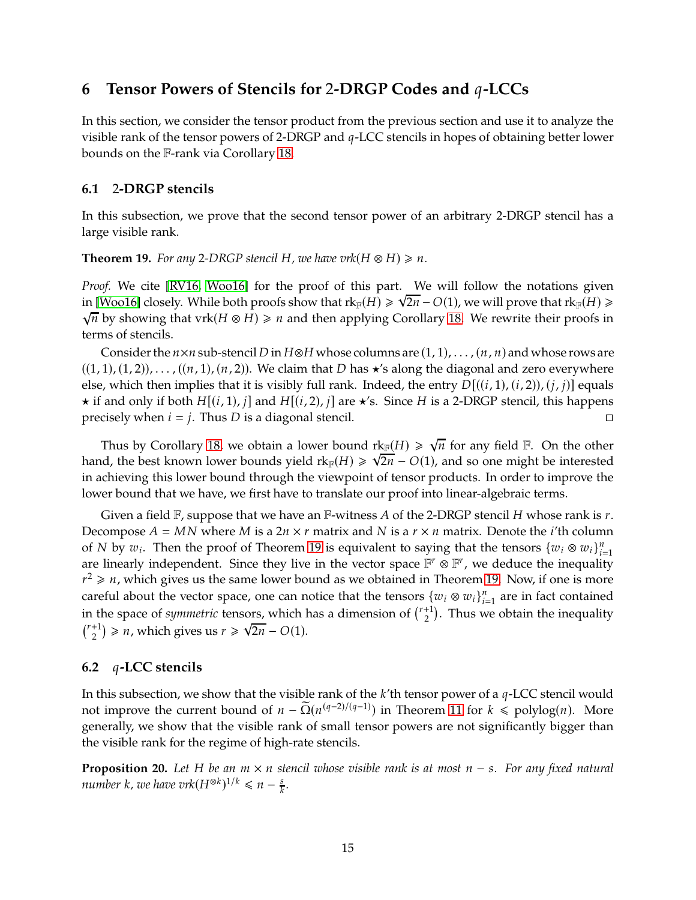## 6 Tensor Powers of Stencils for 2-DRGP Codes and $q$-LCCs

In this section, we consider the tensor product from the previous section and use it to analyze the visible rank of the tensor powers of 2-DRGP and $q$-LCC stencils in hopes of obtaining better lower bounds on the $\mathbb{F}$-rank via Corollary 18.

### 6.1 2-DRGP stencils

In this subsection, we prove that the second tensor power of an arbitrary 2-DRGP stencil has a large visible rank.

**Theorem 19.** *For any 2-DRGP stencil $H$, we have $\mathrm{vrk}(H \otimes H) \geqslant n$.*

*Proof.* We cite [RV16, Woo16] for the proof of this part. We will follow the notations given in [Woo16] closely. While both proofs show that $\mathrm{rk}_{\mathbb{F}}(H) \geqslant \sqrt{2n} - O(1)$, we will prove that $\mathrm{rk}_{\mathbb{F}}(H) \geqslant \sqrt{n}$ by showing that $\mathrm{vrk}(H \otimes H) \geqslant n$ and then applying Corollary 18. We rewrite their proofs in terms of stencils.

Consider the $n \times n$ sub-stencil $D$ in $H \otimes H$ whose columns are $(1, 1), \ldots, (n, n)$ and whose rows are $((1, 1), (1, 2)), \ldots, ((n, 1), (n, 2))$. We claim that $D$ has $\star$'s along the diagonal and zero everywhere else, which then implies that it is visibly full rank. Indeed, the entry $D[((i, 1), (i, 2)), (j, j)]$ equals $\star$ if and only if both $H[(i, 1), j]$ and $H[(i, 2), j]$ are $\star$'s. Since $H$ is a 2-DRGP stencil, this happens precisely when $i = j$. Thus $D$ is a diagonal stencil. $\square$

Thus by Corollary 18, we obtain a lower bound $\mathrm{rk}_{\mathbb{F}}(H) \geqslant \sqrt{n}$ for any field $\mathbb{F}$. On the other hand, the best known lower bounds yield $\mathrm{rk}_{\mathbb{F}}(H) \geqslant \sqrt{2n} - O(1)$, and so one might be interested in achieving this lower bound through the viewpoint of tensor products. In order to improve the lower bound that we have, we first have to translate our proof into linear-algebraic terms.

Given a field $\mathbb{F}$, suppose that we have an $\mathbb{F}$-witness $A$ of the 2-DRGP stencil $H$ whose rank is $r$. Decompose $A = MN$ where $M$ is a $2n \times r$ matrix and $N$ is a $r \times n$ matrix. Denote the $i$'th column of $N$ by $w_i$. Then the proof of Theorem 19 is equivalent to saying that the tensors $\{w_i \otimes w_i\}_{i=1}^n$ are linearly independent. Since they live in the vector space $\mathbb{F}^r \otimes \mathbb{F}^r$, we deduce the inequality $r^2 \geqslant n$, which gives us the same lower bound as we obtained in Theorem 19. Now, if one is more careful about the vector space, one can notice that the tensors $\{w_i \otimes w_i\}_{i=1}^n$ are in fact contained in the space of *symmetric* tensors, which has a dimension of $\binom{r+1}{2}$. Thus we obtain the inequality $\binom{r+1}{2} \geqslant n$, which gives us $r \geqslant \sqrt{2n} - O(1)$.

### 6.2 $q$-LCC stencils

In this subsection, we show that the visible rank of the $k$'th tensor power of a $q$-LCC stencil would not improve the current bound of $n - \widetilde{\Omega}(n^{(q-2)/(q-1)})$ in Theorem 11 for $k \leqslant \mathrm{polylog}(n)$. More generally, we show that the visible rank of small tensor powers are not significantly bigger than the visible rank for the regime of high-rate stencils.

**Proposition 20.** *Let $H$ be an $m \times n$ stencil whose visible rank is at most $n - s$. For any fixed natural number $k$, we have $\mathrm{vrk}(H^{\otimes k})^{1/k} \leqslant n - \frac{s}{k}$.*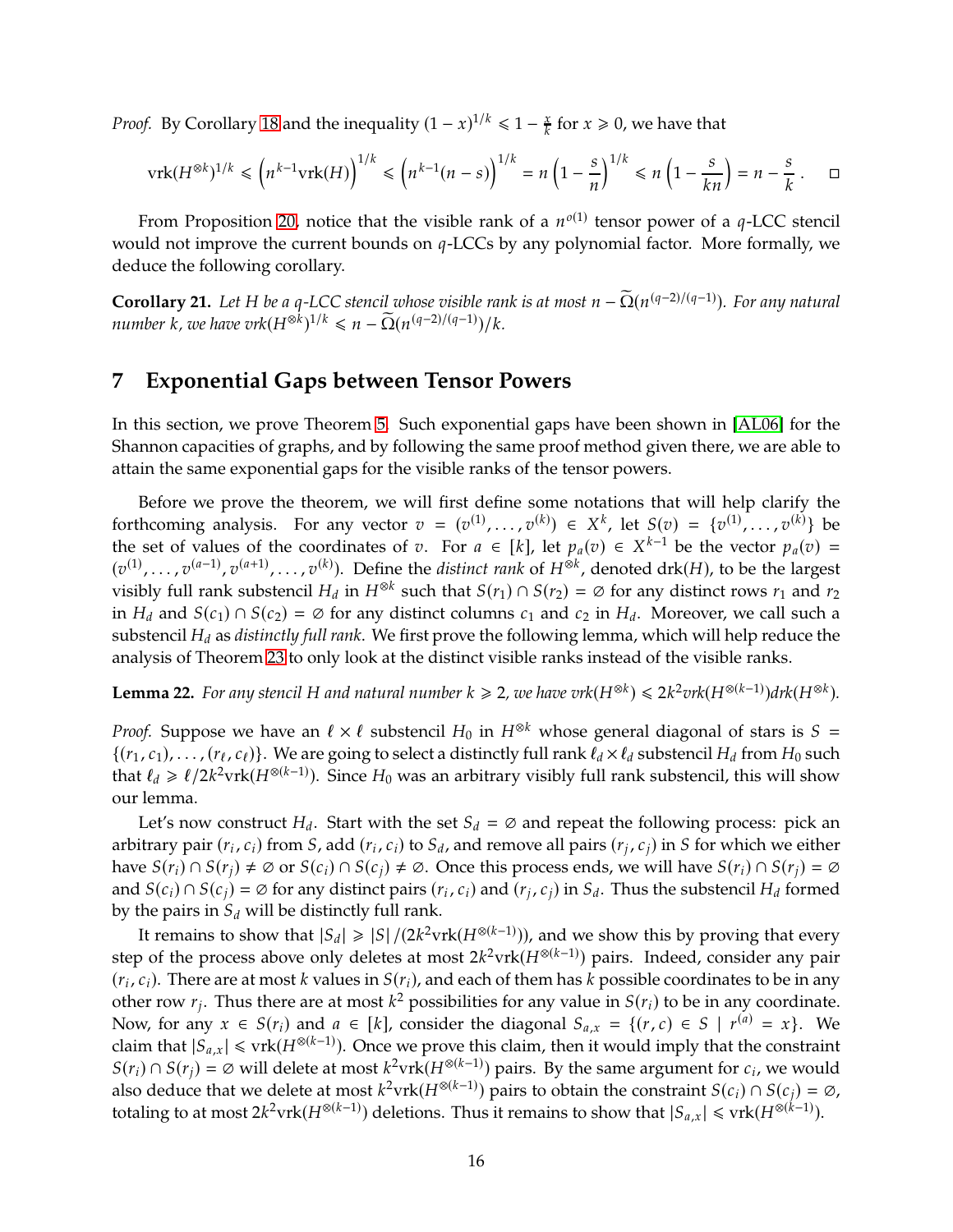*Proof.* By Corollary 18 and the inequality $(1-x)^{1/k} \leqslant 1 - \frac{x}{k}$ for $x \geqslant 0$, we have that

$$\mathrm{vrk}(H^{\otimes k})^{1/k} \leqslant \left(n^{k-1}\mathrm{vrk}(H)\right)^{1/k} \leqslant \left(n^{k-1}(n-s)\right)^{1/k} = n\left(1-\frac{s}{n}\right)^{1/k} \leqslant n\left(1-\frac{s}{kn}\right) = n - \frac{s}{k}. \quad \square$$

From Proposition 20, notice that the visible rank of a $n^{o(1)}$ tensor power of a $q$-LCC stencil would not improve the current bounds on $q$-LCCs by any polynomial factor. More formally, we deduce the following corollary.

**Corollary 21.** *Let $H$ be a $q$-LCC stencil whose visible rank is at most $n - \widetilde{\Omega}(n^{(q-2)/(q-1)})$. For any natural number $k$, we have $vrk(H^{\otimes k})^{1/k} \leqslant n - \widetilde{\Omega}(n^{(q-2)/(q-1)})/k$.*

# 7 Exponential Gaps between Tensor Powers

In this section, we prove Theorem 5. Such exponential gaps have been shown in [AL06] for the Shannon capacities of graphs, and by following the same proof method given there, we are able to attain the same exponential gaps for the visible ranks of the tensor powers.

Before we prove the theorem, we will first define some notations that will help clarify the forthcoming analysis. For any vector $v = (v^{(1)}, \ldots, v^{(k)}) \in X^k$, let $S(v) = \{v^{(1)}, \ldots, v^{(k)}\}$ be the set of values of the coordinates of $v$. For $a \in [k]$, let $p_a(v) \in X^{k-1}$ be the vector $p_a(v) = (v^{(1)}, \ldots, v^{(a-1)}, v^{(a+1)}, \ldots, v^{(k)})$. Define the *distinct rank* of $H^{\otimes k}$, denoted drk$(H)$, to be the largest visibly full rank substencil $H_d$ in $H^{\otimes k}$ such that $S(r_1) \cap S(r_2) = \varnothing$ for any distinct rows $r_1$ and $r_2$ in $H_d$ and $S(c_1) \cap S(c_2) = \varnothing$ for any distinct columns $c_1$ and $c_2$ in $H_d$. Moreover, we call such a substencil $H_d$ as *distinctly full rank.* We first prove the following lemma, which will help reduce the analysis of Theorem 23 to only look at the distinct visible ranks instead of the visible ranks.

**Lemma 22.** *For any stencil $H$ and natural number $k \geqslant 2$, we have $vrk(H^{\otimes k}) \leqslant 2k^2 vrk(H^{\otimes(k-1)}) drk(H^{\otimes k})$.*

*Proof.* Suppose we have an $\ell \times \ell$ substencil $H_0$ in $H^{\otimes k}$ whose general diagonal of stars is $S = \{(r_1, c_1), \ldots, (r_\ell, c_\ell)\}$. We are going to select a distinctly full rank $\ell_d \times \ell_d$ substencil $H_d$ from $H_0$ such that $\ell_d \geqslant \ell / 2k^2 \mathrm{vrk}(H^{\otimes(k-1)})$. Since $H_0$ was an arbitrary visibly full rank substencil, this will show our lemma.

Let's now construct $H_d$. Start with the set $S_d = \varnothing$ and repeat the following process: pick an arbitrary pair $(r_i, c_i)$ from $S$, add $(r_i, c_i)$ to $S_d$, and remove all pairs $(r_j, c_j)$ in $S$ for which we either have $S(r_i) \cap S(r_j) \neq \varnothing$ or $S(c_i) \cap S(c_j) \neq \varnothing$. Once this process ends, we will have $S(r_i) \cap S(r_j) = \varnothing$ and $S(c_i) \cap S(c_j) = \varnothing$ for any distinct pairs $(r_i, c_i)$ and $(r_j, c_j)$ in $S_d$. Thus the substencil $H_d$ formed by the pairs in $S_d$ will be distinctly full rank.

It remains to show that $|S_d| \geqslant |S| / (2k^2 \mathrm{vrk}(H^{\otimes(k-1)}))$, and we show this by proving that every step of the process above only deletes at most $2k^2 \mathrm{vrk}(H^{\otimes(k-1)})$ pairs. Indeed, consider any pair $(r_i, c_i)$. There are at most $k$ values in $S(r_i)$, and each of them has $k$ possible coordinates to be in any other row $r_j$. Thus there are at most $k^2$ possibilities for any value in $S(r_i)$ to be in any coordinate. Now, for any $x \in S(r_i)$ and $a \in [k]$, consider the diagonal $S_{a,x} = \{(r, c) \in S \mid r^{(a)} = x\}$. We claim that $|S_{a,x}| \leqslant \mathrm{vrk}(H^{\otimes(k-1)})$. Once we prove this claim, then it would imply that the constraint $S(r_i) \cap S(r_j) = \varnothing$ will delete at most $k^2 \mathrm{vrk}(H^{\otimes(k-1)})$ pairs. By the same argument for $c_i$, we would also deduce that we delete at most $k^2 \mathrm{vrk}(H^{\otimes(k-1)})$ pairs to obtain the constraint $S(c_i) \cap S(c_j) = \varnothing$, totaling to at most $2k^2 \mathrm{vrk}(H^{\otimes(k-1)})$ deletions. Thus it remains to show that $|S_{a,x}| \leqslant \mathrm{vrk}(H^{\otimes(k-1)})$.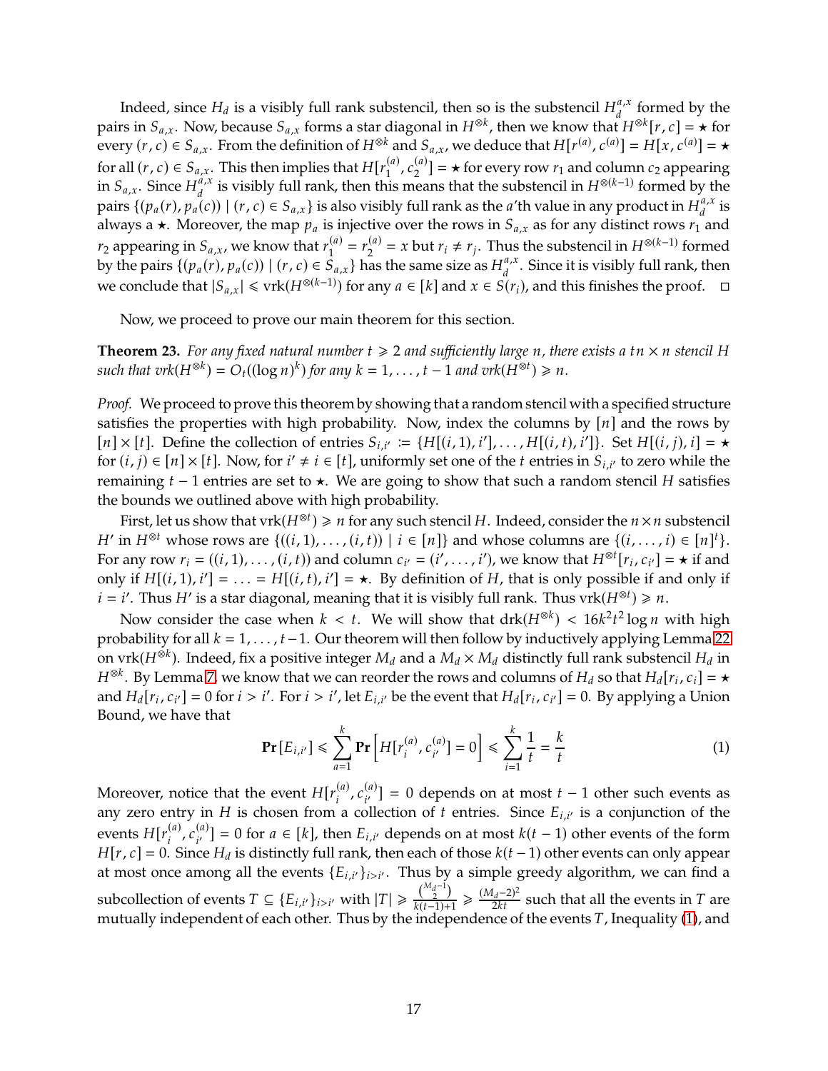Indeed, since $H_d$ is a visibly full rank substencil, then so is the substencil $H_d^{a,x}$ formed by the pairs in $S_{a,x}$. Now, because $S_{a,x}$ forms a star diagonal in $H^{\otimes k}$, then we know that $H^{\otimes k}[r,c] = \star$ for every $(r,c) \in S_{a,x}$. From the definition of $H^{\otimes k}$ and $S_{a,x}$, we deduce that $H[r^{(a)}, c^{(a)}] = H[x, c^{(a)}] = \star$ for all $(r,c) \in S_{a,x}$. This then implies that $H[r_1^{(a)}, c_2^{(a)}] = \star$ for every row $r_1$ and column $c_2$ appearing in $S_{a,x}$. Since $H_d^{a,x}$ is visibly full rank, then this means that the substencil in $H^{\otimes(k-1)}$ formed by the pairs $\{(p_a(r), p_a(c)) \mid (r,c) \in S_{a,x}\}$ is also visibly full rank as the $a$'th value in any product in $H_d^{a,x}$ is always a $\star$. Moreover, the map $p_a$ is injective over the rows in $S_{a,x}$ as for any distinct rows $r_1$ and $r_2$ appearing in $S_{a,x}$, we know that $r_1^{(a)} = r_2^{(a)} = x$ but $r_i \neq r_j$. Thus the substencil in $H^{\otimes(k-1)}$ formed by the pairs $\{(p_a(r), p_a(c)) \mid (r,c) \in S_{a,x}\}$ has the same size as $H_d^{a,x}$. Since it is visibly full rank, then we conclude that $|S_{a,x}| \leqslant \mathrm{vrk}(H^{\otimes(k-1)})$ for any $a \in [k]$ and $x \in S(r_i)$, and this finishes the proof. □

Now, we proceed to prove our main theorem for this section.

**Theorem 23.** *For any fixed natural number $t \geqslant 2$ and sufficiently large $n$, there exists a $tn \times n$ stencil $H$ such that $vrk(H^{\otimes k}) = O_t((\log n)^k)$ for any $k = 1, \ldots, t-1$ and $vrk(H^{\otimes t}) \geqslant n$.*

*Proof.* We proceed to prove this theorem by showing that a random stencil with a specified structure satisfies the properties with high probability. Now, index the columns by $[n]$ and the rows by $[n] \times [t]$. Define the collection of entries $S_{i,i'} := \{H[(i,1), i'], \ldots, H[(i,t), i']\}$. Set $H[(i,j), i] = \star$ for $(i,j) \in [n] \times [t]$. Now, for $i' \neq i \in [t]$, uniformly set one of the $t$ entries in $S_{i,i'}$ to zero while the remaining $t-1$ entries are set to $\star$. We are going to show that such a random stencil $H$ satisfies the bounds we outlined above with high probability.

First, let us show that $\mathrm{vrk}(H^{\otimes t}) \geqslant n$ for any such stencil $H$. Indeed, consider the $n \times n$ substencil $H'$ in $H^{\otimes t}$ whose rows are $\{((i,1), \ldots, (i,t)) \mid i \in [n]\}$ and whose columns are $\{(i, \ldots, i) \in [n]^t\}$. For any row $r_i = ((i,1), \ldots, (i,t))$ and column $c_{i'} = (i', \ldots, i')$, we know that $H^{\otimes t}[r_i, c_{i'}] = \star$ if and only if $H[(i,1), i'] = \ldots = H[(i,t), i'] = \star$. By definition of $H$, that is only possible if and only if $i = i'$. Thus $H'$ is a star diagonal, meaning that it is visibly full rank. Thus $\mathrm{vrk}(H^{\otimes t}) \geqslant n$.

Now consider the case when $k < t$. We will show that $\mathrm{drk}(H^{\otimes k}) < 16k^2t^2 \log n$ with high probability for all $k = 1, \ldots, t-1$. Our theorem will then follow by inductively applying Lemma 22 on $\mathrm{vrk}(H^{\otimes k})$. Indeed, fix a positive integer $M_d$ and a $M_d \times M_d$ distinctly full rank substencil $H_d$ in $H^{\otimes k}$. By Lemma 7, we know that we can reorder the rows and columns of $H_d$ so that $H_d[r_i, c_i] = \star$ and $H_d[r_i, c_{i'}] = 0$ for $i > i'$. For $i > i'$, let $E_{i,i'}$ be the event that $H_d[r_i, c_{i'}] = 0$. By applying a Union Bound, we have that

$$\mathbf{Pr}[E_{i,i'}] \leqslant \sum_{a=1}^{k} \mathbf{Pr}\left[H[r_i^{(a)}, c_{i'}^{(a)}] = 0\right] \leqslant \sum_{i=1}^{k} \frac{1}{t} = \frac{k}{t} \tag{1}$$

Moreover, notice that the event $H[r_i^{(a)}, c_{i'}^{(a)}] = 0$ depends on at most $t-1$ other such events as any zero entry in $H$ is chosen from a collection of $t$ entries. Since $E_{i,i'}$ is a conjunction of the events $H[r_i^{(a)}, c_{i'}^{(a)}] = 0$ for $a \in [k]$, then $E_{i,i'}$ depends on at most $k(t-1)$ other events of the form $H[r,c] = 0$. Since $H_d$ is distinctly full rank, then each of those $k(t-1)$ other events can only appear at most once among all the events $\{E_{i,i'}\}_{i>i'}$. Thus by a simple greedy algorithm, we can find a subcollection of events $T \subseteq \{E_{i,i'}\}_{i>i'}$ with $|T| \geqslant \frac{\binom{M_d-1}{2}}{k(t-1)+1} \geqslant \frac{(M_d-2)^2}{2kt}$ such that all the events in $T$ are mutually independent of each other. Thus by the independence of the events $T$, Inequality (1), and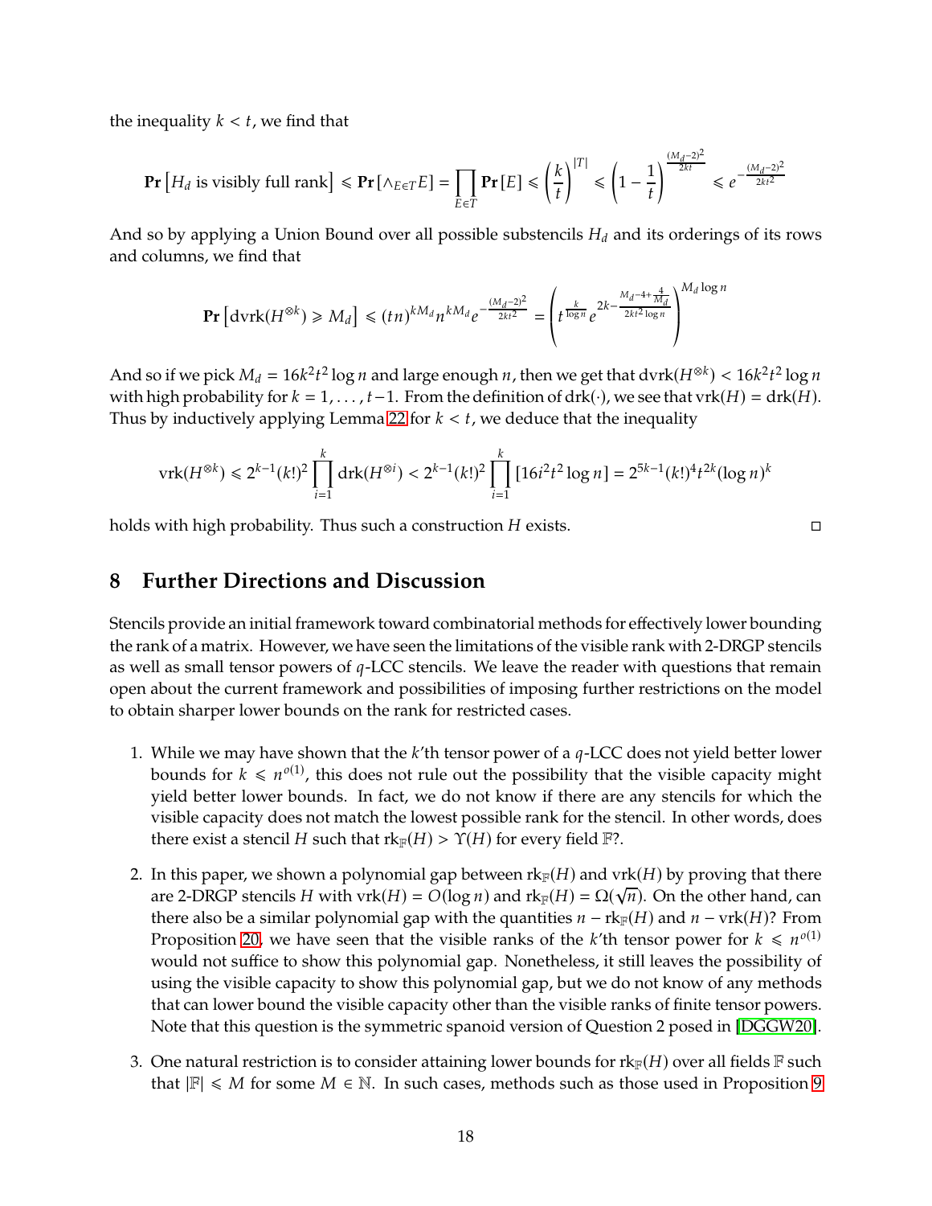the inequality $k < t$, we find that

$$\mathbf{Pr}\left[H_d \text{ is visibly full rank}\right] \leqslant \mathbf{Pr}\left[\wedge_{E \in T} E\right] = \prod_{E \in T} \mathbf{Pr}\left[E\right] \leqslant \left(\frac{k}{t}\right)^{|T|} \leqslant \left(1 - \frac{1}{t}\right)^{\frac{(M_d-2)^2}{2kt}} \leqslant e^{-\frac{(M_d-2)^2}{2kt^2}}$$

And so by applying a Union Bound over all possible substencils $H_d$ and its orderings of its rows and columns, we find that

$$\mathbf{Pr}\left[\mathrm{dvrk}(H^{\otimes k}) \geqslant M_d\right] \leqslant (tn)^{kM_d} n^{kM_d} e^{-\frac{(M_d-2)^2}{2kt^2}} = \left(t^{\frac{k}{\log n}} e^{2k - \frac{M_d - 4 + \frac{4}{M_d}}{2kt^2 \log n}}\right)^{M_d \log n}$$

And so if we pick $M_d = 16k^2t^2 \log n$ and large enough $n$, then we get that $\mathrm{dvrk}(H^{\otimes k}) < 16k^2t^2 \log n$ with high probability for $k = 1, \ldots, t-1$. From the definition of $\mathrm{drk}(\cdot)$, we see that $\mathrm{vrk}(H) = \mathrm{drk}(H)$. Thus by inductively applying Lemma 22 for $k < t$, we deduce that the inequality

$$\mathrm{vrk}(H^{\otimes k}) \leqslant 2^{k-1}(k!)^2 \prod_{i=1}^{k} \mathrm{drk}(H^{\otimes i}) < 2^{k-1}(k!)^2 \prod_{i=1}^{k} \left[16i^2t^2 \log n\right] = 2^{5k-1}(k!)^4 t^{2k} (\log n)^k$$

holds with high probability. Thus such a construction $H$ exists. □

## 8 Further Directions and Discussion

Stencils provide an initial framework toward combinatorial methods for effectively lower bounding the rank of a matrix. However, we have seen the limitations of the visible rank with 2-DRGP stencils as well as small tensor powers of $q$-LCC stencils. We leave the reader with questions that remain open about the current framework and possibilities of imposing further restrictions on the model to obtain sharper lower bounds on the rank for restricted cases.

1. While we may have shown that the $k$'th tensor power of a $q$-LCC does not yield better lower bounds for $k \leqslant n^{o(1)}$, this does not rule out the possibility that the visible capacity might yield better lower bounds. In fact, we do not know if there are any stencils for which the visible capacity does not match the lowest possible rank for the stencil. In other words, does there exist a stencil $H$ such that $\mathrm{rk}_{\mathbb{F}}(H) > \Upsilon(H)$ for every field $\mathbb{F}$?.

2. In this paper, we shown a polynomial gap between $\mathrm{rk}_{\mathbb{F}}(H)$ and $\mathrm{vrk}(H)$ by proving that there are 2-DRGP stencils $H$ with $\mathrm{vrk}(H) = O(\log n)$ and $\mathrm{rk}_{\mathbb{F}}(H) = \Omega(\sqrt{n})$. On the other hand, can there also be a similar polynomial gap with the quantities $n - \mathrm{rk}_{\mathbb{F}}(H)$ and $n - \mathrm{vrk}(H)$? From Proposition 20, we have seen that the visible ranks of the $k$'th tensor power for $k \leqslant n^{o(1)}$ would not suffice to show this polynomial gap. Nonetheless, it still leaves the possibility of using the visible capacity to show this polynomial gap, but we do not know of any methods that can lower bound the visible capacity other than the visible ranks of finite tensor powers. Note that this question is the symmetric spanoid version of Question 2 posed in [DGGW20].

3. One natural restriction is to consider attaining lower bounds for $\mathrm{rk}_{\mathbb{F}}(H)$ over all fields $\mathbb{F}$ such that $|\mathbb{F}| \leqslant M$ for some $M \in \mathbb{N}$. In such cases, methods such as those used in Proposition 9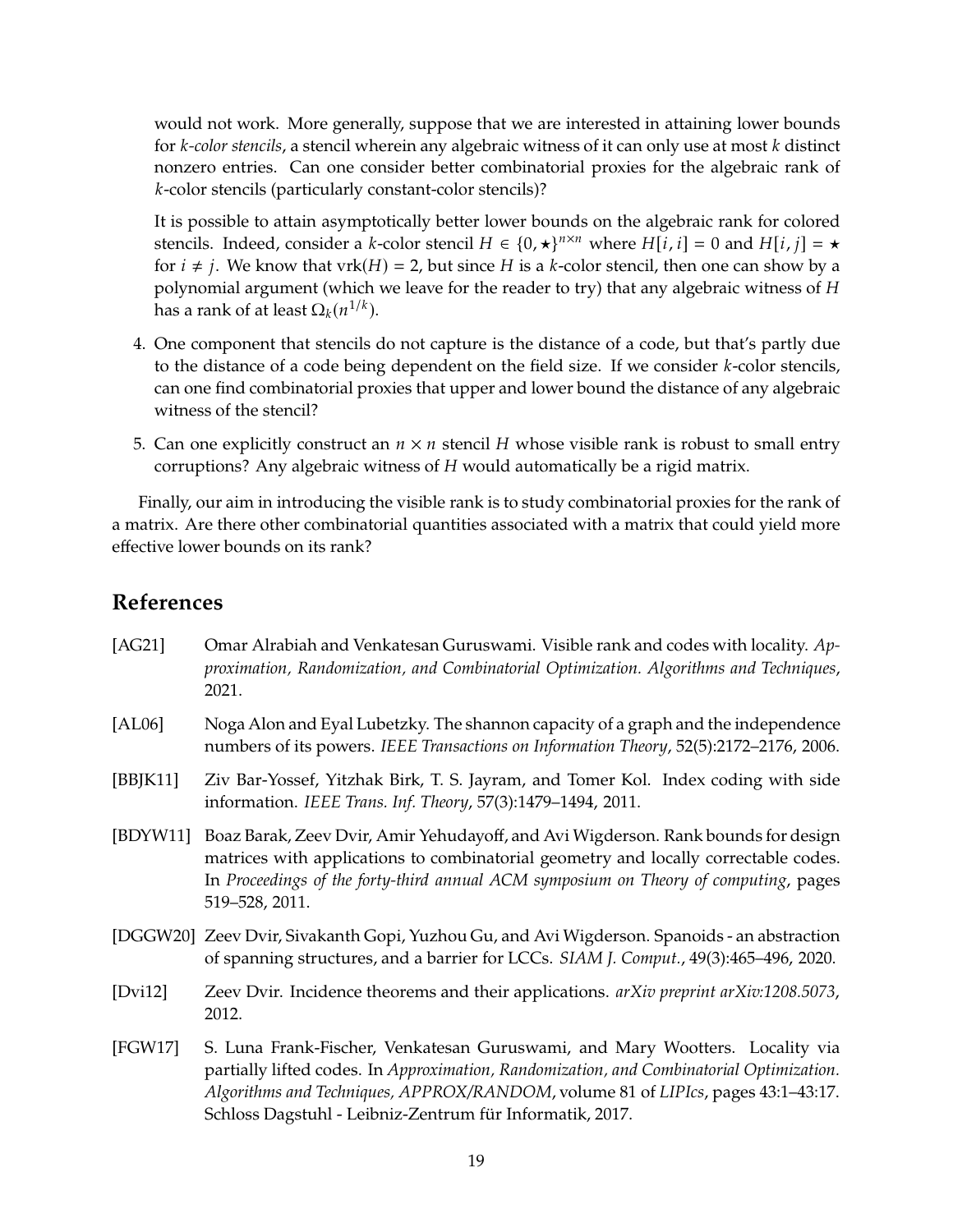would not work. More generally, suppose that we are interested in attaining lower bounds for *k-color stencils*, a stencil wherein any algebraic witness of it can only use at most $k$ distinct nonzero entries. Can one consider better combinatorial proxies for the algebraic rank of $k$-color stencils (particularly constant-color stencils)?

It is possible to attain asymptotically better lower bounds on the algebraic rank for colored stencils. Indeed, consider a $k$-color stencil $H \in \{0, \star\}^{n \times n}$ where $H[i,i] = 0$ and $H[i,j] = \star$ for $i \neq j$. We know that $\mathrm{vrk}(H) = 2$, but since $H$ is a $k$-color stencil, then one can show by a polynomial argument (which we leave for the reader to try) that any algebraic witness of $H$ has a rank of at least $\Omega_k(n^{1/k})$.

4. One component that stencils do not capture is the distance of a code, but that's partly due to the distance of a code being dependent on the field size. If we consider $k$-color stencils, can one find combinatorial proxies that upper and lower bound the distance of any algebraic witness of the stencil?

5. Can one explicitly construct an $n \times n$ stencil $H$ whose visible rank is robust to small entry corruptions? Any algebraic witness of $H$ would automatically be a rigid matrix.

Finally, our aim in introducing the visible rank is to study combinatorial proxies for the rank of a matrix. Are there other combinatorial quantities associated with a matrix that could yield more effective lower bounds on its rank?

## References

[AG21] Omar Alrabiah and Venkatesan Guruswami. Visible rank and codes with locality. *Approximation, Randomization, and Combinatorial Optimization. Algorithms and Techniques*, 2021.

[AL06] Noga Alon and Eyal Lubetzky. The shannon capacity of a graph and the independence numbers of its powers. *IEEE Transactions on Information Theory*, 52(5):2172–2176, 2006.

[BBJK11] Ziv Bar-Yossef, Yitzhak Birk, T. S. Jayram, and Tomer Kol. Index coding with side information. *IEEE Trans. Inf. Theory*, 57(3):1479–1494, 2011.

[BDYW11] Boaz Barak, Zeev Dvir, Amir Yehudayoff, and Avi Wigderson. Rank bounds for design matrices with applications to combinatorial geometry and locally correctable codes. In *Proceedings of the forty-third annual ACM symposium on Theory of computing*, pages 519–528, 2011.

[DGGW20] Zeev Dvir, Sivakanth Gopi, Yuzhou Gu, and Avi Wigderson. Spanoids - an abstraction of spanning structures, and a barrier for LCCs. *SIAM J. Comput.*, 49(3):465–496, 2020.

[Dvi12] Zeev Dvir. Incidence theorems and their applications. *arXiv preprint arXiv:1208.5073*, 2012.

[FGW17] S. Luna Frank-Fischer, Venkatesan Guruswami, and Mary Wootters. Locality via partially lifted codes. In *Approximation, Randomization, and Combinatorial Optimization. Algorithms and Techniques, APPROX/RANDOM*, volume 81 of *LIPIcs*, pages 43:1–43:17. Schloss Dagstuhl - Leibniz-Zentrum für Informatik, 2017.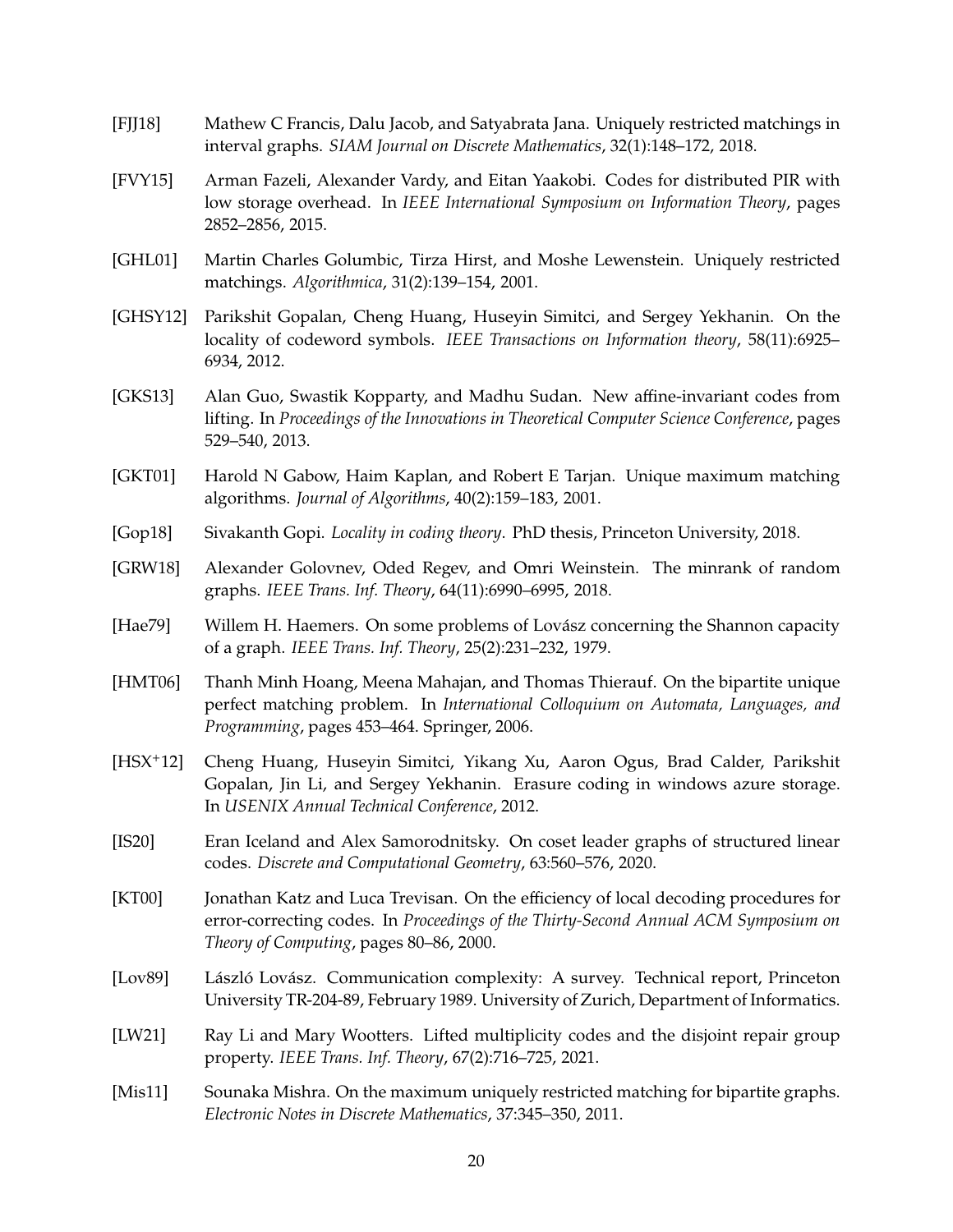[FJJ18] Mathew C Francis, Dalu Jacob, and Satyabrata Jana. Uniquely restricted matchings in interval graphs. *SIAM Journal on Discrete Mathematics*, 32(1):148–172, 2018.

[FVY15] Arman Fazeli, Alexander Vardy, and Eitan Yaakobi. Codes for distributed PIR with low storage overhead. In *IEEE International Symposium on Information Theory*, pages 2852–2856, 2015.

[GHL01] Martin Charles Golumbic, Tirza Hirst, and Moshe Lewenstein. Uniquely restricted matchings. *Algorithmica*, 31(2):139–154, 2001.

[GHSY12] Parikshit Gopalan, Cheng Huang, Huseyin Simitci, and Sergey Yekhanin. On the locality of codeword symbols. *IEEE Transactions on Information theory*, 58(11):6925–6934, 2012.

[GKS13] Alan Guo, Swastik Kopparty, and Madhu Sudan. New affine-invariant codes from lifting. In *Proceedings of the Innovations in Theoretical Computer Science Conference*, pages 529–540, 2013.

[GKT01] Harold N Gabow, Haim Kaplan, and Robert E Tarjan. Unique maximum matching algorithms. *Journal of Algorithms*, 40(2):159–183, 2001.

[Gop18] Sivakanth Gopi. *Locality in coding theory*. PhD thesis, Princeton University, 2018.

[GRW18] Alexander Golovnev, Oded Regev, and Omri Weinstein. The minrank of random graphs. *IEEE Trans. Inf. Theory*, 64(11):6990–6995, 2018.

[Hae79] Willem H. Haemers. On some problems of Lovász concerning the Shannon capacity of a graph. *IEEE Trans. Inf. Theory*, 25(2):231–232, 1979.

[HMT06] Thanh Minh Hoang, Meena Mahajan, and Thomas Thierauf. On the bipartite unique perfect matching problem. In *International Colloquium on Automata, Languages, and Programming*, pages 453–464. Springer, 2006.

[HSX+12] Cheng Huang, Huseyin Simitci, Yikang Xu, Aaron Ogus, Brad Calder, Parikshit Gopalan, Jin Li, and Sergey Yekhanin. Erasure coding in windows azure storage. In *USENIX Annual Technical Conference*, 2012.

[IS20] Eran Iceland and Alex Samorodnitsky. On coset leader graphs of structured linear codes. *Discrete and Computational Geometry*, 63:560–576, 2020.

[KT00] Jonathan Katz and Luca Trevisan. On the efficiency of local decoding procedures for error-correcting codes. In *Proceedings of the Thirty-Second Annual ACM Symposium on Theory of Computing*, pages 80–86, 2000.

[Lov89] László Lovász. Communication complexity: A survey. Technical report, Princeton University TR-204-89, February 1989. University of Zurich, Department of Informatics.

[LW21] Ray Li and Mary Wootters. Lifted multiplicity codes and the disjoint repair group property. *IEEE Trans. Inf. Theory*, 67(2):716–725, 2021.

[Mis11] Sounaka Mishra. On the maximum uniquely restricted matching for bipartite graphs. *Electronic Notes in Discrete Mathematics*, 37:345–350, 2011.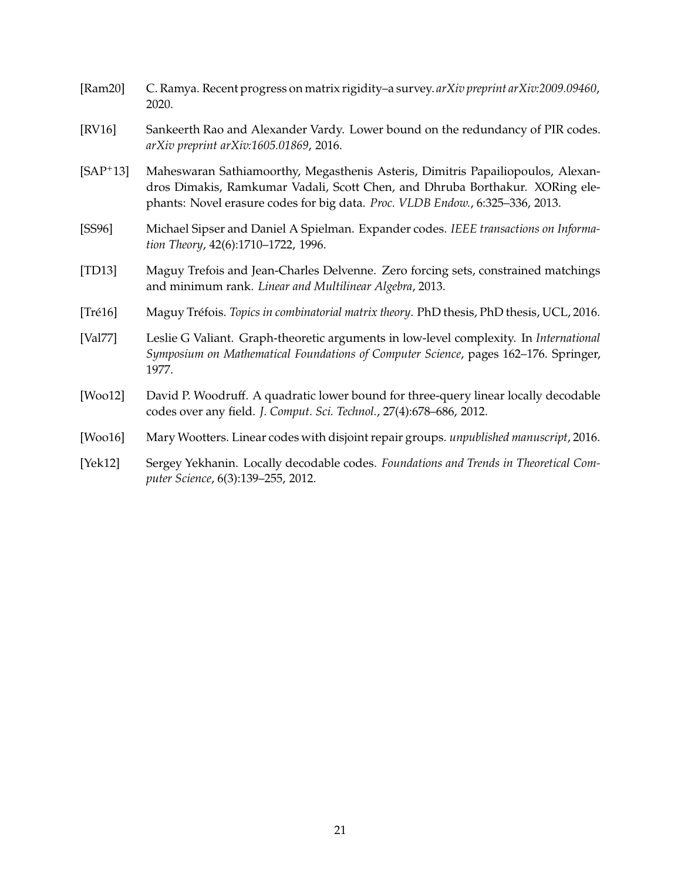[Ram20] C. Ramya. Recent progress on matrix rigidity–a survey. *arXiv preprint arXiv:2009.09460*, 2020.

[RV16] Sankeerth Rao and Alexander Vardy. Lower bound on the redundancy of PIR codes. *arXiv preprint arXiv:1605.01869*, 2016.

[SAP+13] Maheswaran Sathiamoorthy, Megasthenis Asteris, Dimitris Papailiopoulos, Alexandros Dimakis, Ramkumar Vadali, Scott Chen, and Dhruba Borthakur. XORing elephants: Novel erasure codes for big data. *Proc. VLDB Endow.*, 6:325–336, 2013.

[SS96] Michael Sipser and Daniel A Spielman. Expander codes. *IEEE transactions on Information Theory*, 42(6):1710–1722, 1996.

[TD13] Maguy Trefois and Jean-Charles Delvenne. Zero forcing sets, constrained matchings and minimum rank. *Linear and Multilinear Algebra*, 2013.

[Tré16] Maguy Tréfois. *Topics in combinatorial matrix theory*. PhD thesis, PhD thesis, UCL, 2016.

[Val77] Leslie G Valiant. Graph-theoretic arguments in low-level complexity. In *International Symposium on Mathematical Foundations of Computer Science*, pages 162–176. Springer, 1977.

[Woo12] David P. Woodruff. A quadratic lower bound for three-query linear locally decodable codes over any field. *J. Comput. Sci. Technol.*, 27(4):678–686, 2012.

[Woo16] Mary Wootters. Linear codes with disjoint repair groups. *unpublished manuscript*, 2016.

[Yek12] Sergey Yekhanin. Locally decodable codes. *Foundations and Trends in Theoretical Computer Science*, 6(3):139–255, 2012.